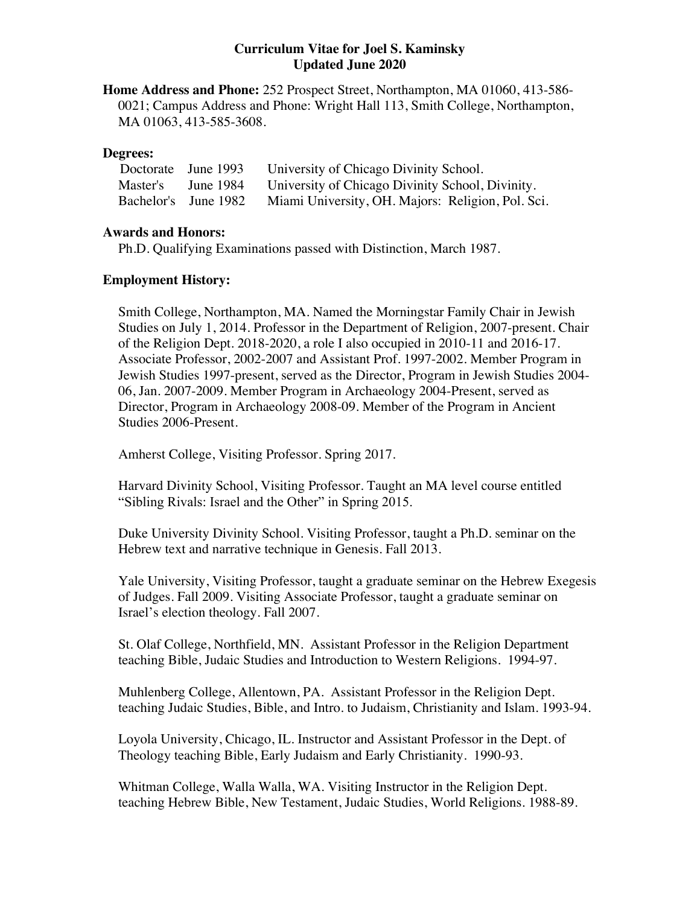# Curriculum Vitae for Joel S. Kaminsky
## Updated June 2020

**Home Address and Phone:** 252 Prospect Street, Northampton, MA 01060, 413-586-0021; Campus Address and Phone: Wright Hall 113, Smith College, Northampton, MA 01063, 413-585-3608.

**Degrees:**

| | | |
|---|---|---|
| Doctorate | June 1993 | University of Chicago Divinity School. |
| Master's | June 1984 | University of Chicago Divinity School, Divinity. |
| Bachelor's | June 1982 | Miami University, OH. Majors: Religion, Pol. Sci. |

**Awards and Honors:**

Ph.D. Qualifying Examinations passed with Distinction, March 1987.

**Employment History:**

Smith College, Northampton, MA. Named the Morningstar Family Chair in Jewish Studies on July 1, 2014. Professor in the Department of Religion, 2007-present. Chair of the Religion Dept. 2018-2020, a role I also occupied in 2010-11 and 2016-17. Associate Professor, 2002-2007 and Assistant Prof. 1997-2002. Member Program in Jewish Studies 1997-present, served as the Director, Program in Jewish Studies 2004-06, Jan. 2007-2009. Member Program in Archaeology 2004-Present, served as Director, Program in Archaeology 2008-09. Member of the Program in Ancient Studies 2006-Present.

Amherst College, Visiting Professor. Spring 2017.

Harvard Divinity School, Visiting Professor. Taught an MA level course entitled "Sibling Rivals: Israel and the Other" in Spring 2015.

Duke University Divinity School. Visiting Professor, taught a Ph.D. seminar on the Hebrew text and narrative technique in Genesis. Fall 2013.

Yale University, Visiting Professor, taught a graduate seminar on the Hebrew Exegesis of Judges. Fall 2009. Visiting Associate Professor, taught a graduate seminar on Israel's election theology. Fall 2007.

St. Olaf College, Northfield, MN. Assistant Professor in the Religion Department teaching Bible, Judaic Studies and Introduction to Western Religions. 1994-97.

Muhlenberg College, Allentown, PA. Assistant Professor in the Religion Dept. teaching Judaic Studies, Bible, and Intro. to Judaism, Christianity and Islam. 1993-94.

Loyola University, Chicago, IL. Instructor and Assistant Professor in the Dept. of Theology teaching Bible, Early Judaism and Early Christianity. 1990-93.

Whitman College, Walla Walla, WA. Visiting Instructor in the Religion Dept. teaching Hebrew Bible, New Testament, Judaic Studies, World Religions. 1988-89.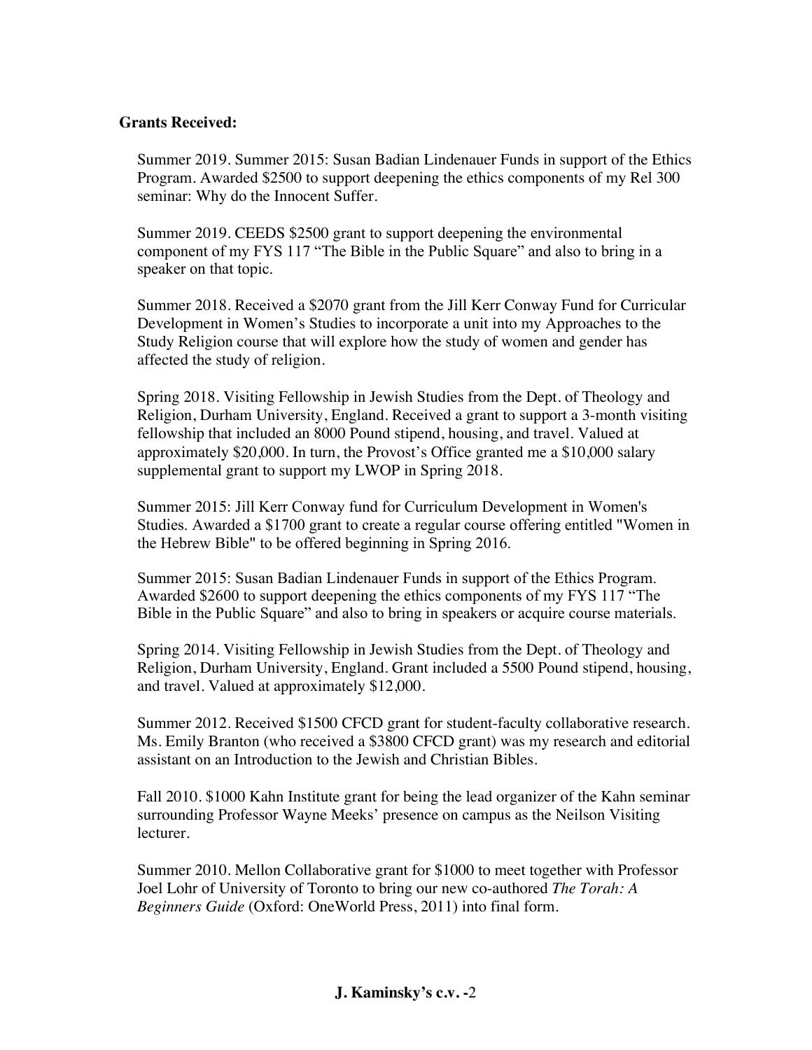**Grants Received:**

Summer 2019. Summer 2015: Susan Badian Lindenauer Funds in support of the Ethics Program. Awarded $2500 to support deepening the ethics components of my Rel 300 seminar: Why do the Innocent Suffer.

Summer 2019. CEEDS $2500 grant to support deepening the environmental component of my FYS 117 "The Bible in the Public Square" and also to bring in a speaker on that topic.

Summer 2018. Received a $2070 grant from the Jill Kerr Conway Fund for Curricular Development in Women's Studies to incorporate a unit into my Approaches to the Study Religion course that will explore how the study of women and gender has affected the study of religion.

Spring 2018. Visiting Fellowship in Jewish Studies from the Dept. of Theology and Religion, Durham University, England. Received a grant to support a 3-month visiting fellowship that included an 8000 Pound stipend, housing, and travel. Valued at approximately $20,000. In turn, the Provost's Office granted me a $10,000 salary supplemental grant to support my LWOP in Spring 2018.

Summer 2015: Jill Kerr Conway fund for Curriculum Development in Women's Studies. Awarded a $1700 grant to create a regular course offering entitled "Women in the Hebrew Bible" to be offered beginning in Spring 2016.

Summer 2015: Susan Badian Lindenauer Funds in support of the Ethics Program. Awarded $2600 to support deepening the ethics components of my FYS 117 "The Bible in the Public Square" and also to bring in speakers or acquire course materials.

Spring 2014. Visiting Fellowship in Jewish Studies from the Dept. of Theology and Religion, Durham University, England. Grant included a 5500 Pound stipend, housing, and travel. Valued at approximately $12,000.

Summer 2012. Received $1500 CFCD grant for student-faculty collaborative research. Ms. Emily Branton (who received a $3800 CFCD grant) was my research and editorial assistant on an Introduction to the Jewish and Christian Bibles.

Fall 2010. $1000 Kahn Institute grant for being the lead organizer of the Kahn seminar surrounding Professor Wayne Meeks' presence on campus as the Neilson Visiting lecturer.

Summer 2010. Mellon Collaborative grant for $1000 to meet together with Professor Joel Lohr of University of Toronto to bring our new co-authored *The Torah: A Beginners Guide* (Oxford: OneWorld Press, 2011) into final form.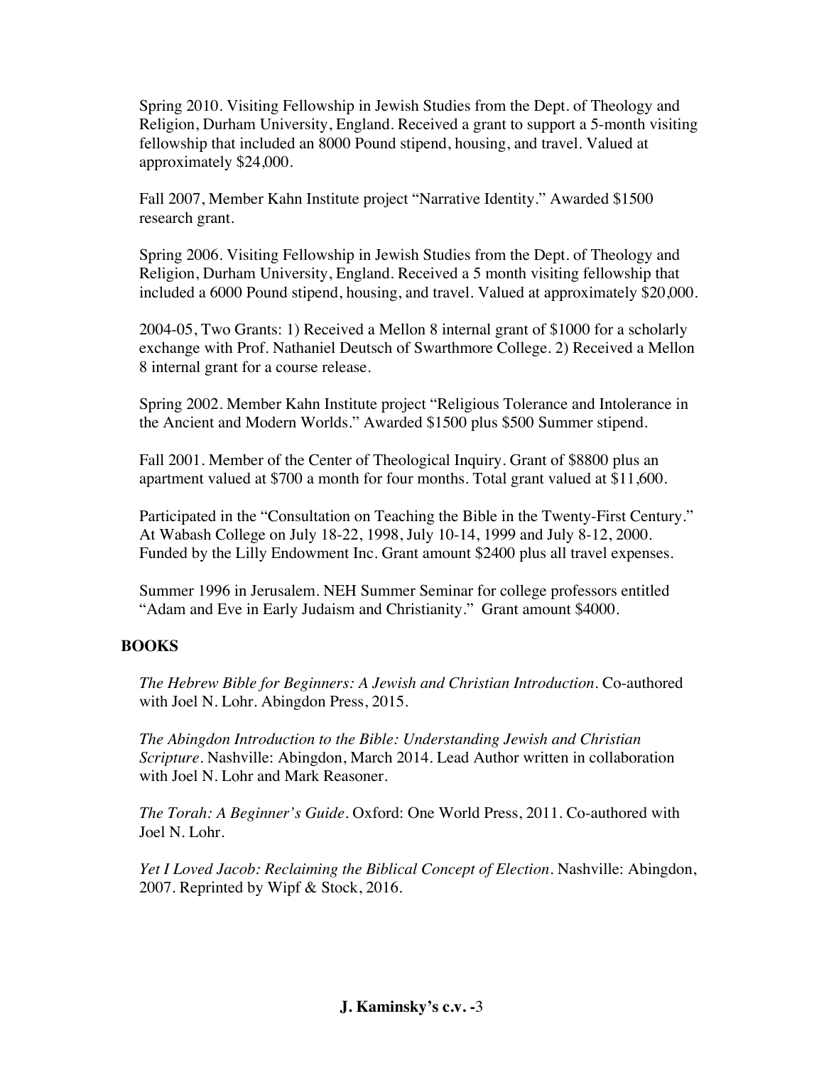Spring 2010. Visiting Fellowship in Jewish Studies from the Dept. of Theology and Religion, Durham University, England. Received a grant to support a 5-month visiting fellowship that included an 8000 Pound stipend, housing, and travel. Valued at approximately $24,000.

Fall 2007, Member Kahn Institute project "Narrative Identity." Awarded $1500 research grant.

Spring 2006. Visiting Fellowship in Jewish Studies from the Dept. of Theology and Religion, Durham University, England. Received a 5 month visiting fellowship that included a 6000 Pound stipend, housing, and travel. Valued at approximately $20,000.

2004-05, Two Grants: 1) Received a Mellon 8 internal grant of $1000 for a scholarly exchange with Prof. Nathaniel Deutsch of Swarthmore College. 2) Received a Mellon 8 internal grant for a course release.

Spring 2002. Member Kahn Institute project "Religious Tolerance and Intolerance in the Ancient and Modern Worlds." Awarded $1500 plus $500 Summer stipend.

Fall 2001. Member of the Center of Theological Inquiry. Grant of $8800 plus an apartment valued at $700 a month for four months. Total grant valued at $11,600.

Participated in the "Consultation on Teaching the Bible in the Twenty-First Century." At Wabash College on July 18-22, 1998, July 10-14, 1999 and July 8-12, 2000. Funded by the Lilly Endowment Inc. Grant amount $2400 plus all travel expenses.

Summer 1996 in Jerusalem. NEH Summer Seminar for college professors entitled "Adam and Eve in Early Judaism and Christianity." Grant amount $4000.

## BOOKS

*The Hebrew Bible for Beginners: A Jewish and Christian Introduction*. Co-authored with Joel N. Lohr. Abingdon Press, 2015.

*The Abingdon Introduction to the Bible: Understanding Jewish and Christian Scripture*. Nashville: Abingdon, March 2014. Lead Author written in collaboration with Joel N. Lohr and Mark Reasoner.

*The Torah: A Beginner's Guide*. Oxford: One World Press, 2011. Co-authored with Joel N. Lohr.

*Yet I Loved Jacob: Reclaiming the Biblical Concept of Election*. Nashville: Abingdon, 2007. Reprinted by Wipf & Stock, 2016.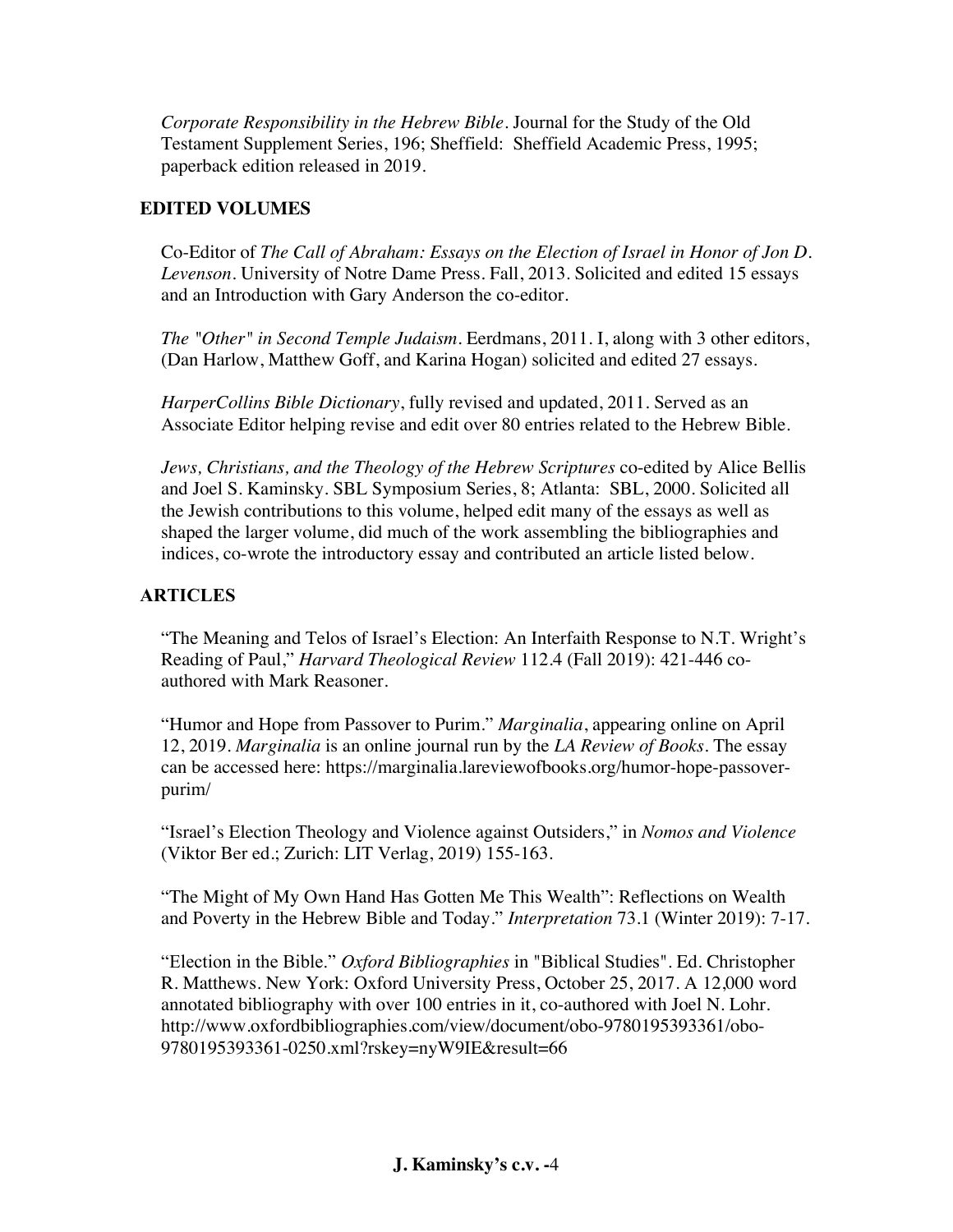*Corporate Responsibility in the Hebrew Bible*. Journal for the Study of the Old Testament Supplement Series, 196; Sheffield: Sheffield Academic Press, 1995; paperback edition released in 2019.

## EDITED VOLUMES

Co-Editor of *The Call of Abraham: Essays on the Election of Israel in Honor of Jon D. Levenson*. University of Notre Dame Press. Fall, 2013. Solicited and edited 15 essays and an Introduction with Gary Anderson the co-editor.

*The "Other" in Second Temple Judaism*. Eerdmans, 2011. I, along with 3 other editors, (Dan Harlow, Matthew Goff, and Karina Hogan) solicited and edited 27 essays.

*HarperCollins Bible Dictionary*, fully revised and updated, 2011. Served as an Associate Editor helping revise and edit over 80 entries related to the Hebrew Bible.

*Jews, Christians, and the Theology of the Hebrew Scriptures* co-edited by Alice Bellis and Joel S. Kaminsky. SBL Symposium Series, 8; Atlanta: SBL, 2000. Solicited all the Jewish contributions to this volume, helped edit many of the essays as well as shaped the larger volume, did much of the work assembling the bibliographies and indices, co-wrote the introductory essay and contributed an article listed below.

## ARTICLES

"The Meaning and Telos of Israel's Election: An Interfaith Response to N.T. Wright's Reading of Paul," *Harvard Theological Review* 112.4 (Fall 2019): 421-446 co-authored with Mark Reasoner.

"Humor and Hope from Passover to Purim." *Marginalia*, appearing online on April 12, 2019. *Marginalia* is an online journal run by the *LA Review of Books*. The essay can be accessed here: https://marginalia.lareviewofbooks.org/humor-hope-passover-purim/

"Israel's Election Theology and Violence against Outsiders," in *Nomos and Violence* (Viktor Ber ed.; Zurich: LIT Verlag, 2019) 155-163.

"The Might of My Own Hand Has Gotten Me This Wealth": Reflections on Wealth and Poverty in the Hebrew Bible and Today." *Interpretation* 73.1 (Winter 2019): 7-17.

"Election in the Bible." *Oxford Bibliographies* in "Biblical Studies". Ed. Christopher R. Matthews. New York: Oxford University Press, October 25, 2017. A 12,000 word annotated bibliography with over 100 entries in it, co-authored with Joel N. Lohr. http://www.oxfordbibliographies.com/view/document/obo-9780195393361/obo-9780195393361-0250.xml?rskey=nyW9IE&result=66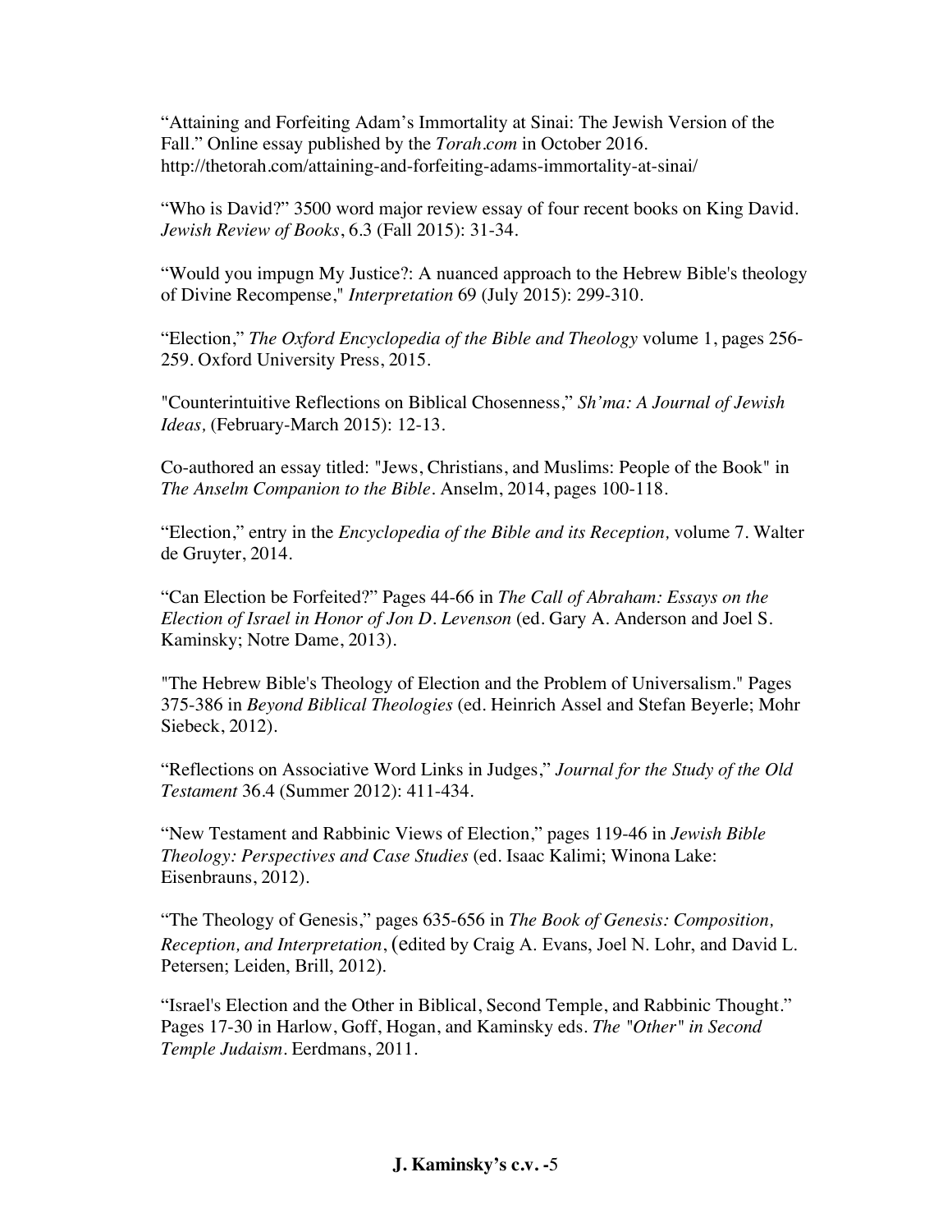“Attaining and Forfeiting Adam’s Immortality at Sinai: The Jewish Version of the Fall.” Online essay published by the *Torah.com* in October 2016. http://thetorah.com/attaining-and-forfeiting-adams-immortality-at-sinai/

“Who is David?” 3500 word major review essay of four recent books on King David. *Jewish Review of Books*, 6.3 (Fall 2015): 31-34.

“Would you impugn My Justice?: A nuanced approach to the Hebrew Bible's theology of Divine Recompense," *Interpretation* 69 (July 2015): 299-310.

“Election,” *The Oxford Encyclopedia of the Bible and Theology* volume 1, pages 256-259. Oxford University Press, 2015.

"Counterintuitive Reflections on Biblical Chosenness,” *Sh’ma: A Journal of Jewish Ideas,* (February-March 2015): 12-13.

Co-authored an essay titled: "Jews, Christians, and Muslims: People of the Book" in *The Anselm Companion to the Bible*. Anselm, 2014, pages 100-118.

“Election,” entry in the *Encyclopedia of the Bible and its Reception,* volume 7. Walter de Gruyter, 2014.

“Can Election be Forfeited?” Pages 44-66 in *The Call of Abraham: Essays on the Election of Israel in Honor of Jon D. Levenson* (ed. Gary A. Anderson and Joel S. Kaminsky; Notre Dame, 2013).

"The Hebrew Bible's Theology of Election and the Problem of Universalism." Pages 375-386 in *Beyond Biblical Theologies* (ed. Heinrich Assel and Stefan Beyerle; Mohr Siebeck, 2012).

“Reflections on Associative Word Links in Judges,” *Journal for the Study of the Old Testament* 36.4 (Summer 2012): 411-434.

“New Testament and Rabbinic Views of Election,” pages 119-46 in *Jewish Bible Theology: Perspectives and Case Studies* (ed. Isaac Kalimi; Winona Lake: Eisenbrauns, 2012).

“The Theology of Genesis,” pages 635-656 in *The Book of Genesis: Composition, Reception, and Interpretation*, (edited by Craig A. Evans, Joel N. Lohr, and David L. Petersen; Leiden, Brill, 2012).

“Israel's Election and the Other in Biblical, Second Temple, and Rabbinic Thought.” Pages 17-30 in Harlow, Goff, Hogan, and Kaminsky eds. *The "Other" in Second Temple Judaism*. Eerdmans, 2011.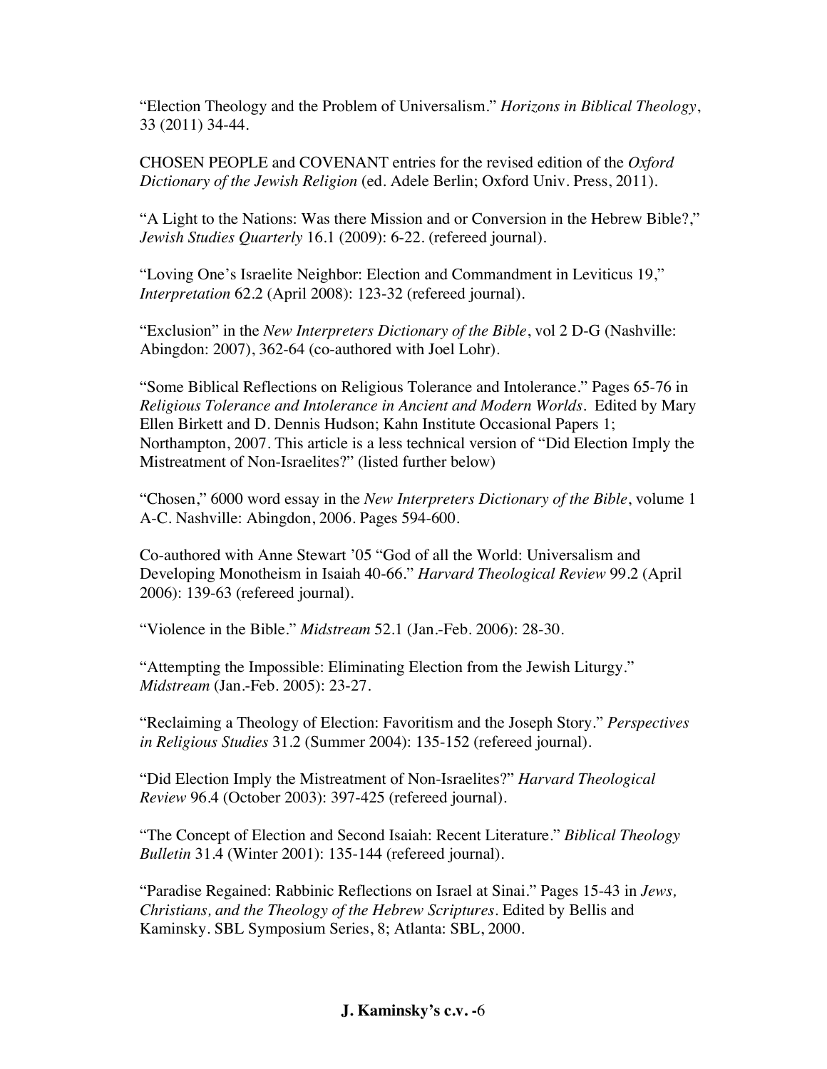"Election Theology and the Problem of Universalism." *Horizons in Biblical Theology*, 33 (2011) 34-44.

CHOSEN PEOPLE and COVENANT entries for the revised edition of the *Oxford Dictionary of the Jewish Religion* (ed. Adele Berlin; Oxford Univ. Press, 2011).

"A Light to the Nations: Was there Mission and or Conversion in the Hebrew Bible?," *Jewish Studies Quarterly* 16.1 (2009): 6-22. (refereed journal).

"Loving One's Israelite Neighbor: Election and Commandment in Leviticus 19," *Interpretation* 62.2 (April 2008): 123-32 (refereed journal).

"Exclusion" in the *New Interpreters Dictionary of the Bible*, vol 2 D-G (Nashville: Abingdon: 2007), 362-64 (co-authored with Joel Lohr).

"Some Biblical Reflections on Religious Tolerance and Intolerance." Pages 65-76 in *Religious Tolerance and Intolerance in Ancient and Modern Worlds*. Edited by Mary Ellen Birkett and D. Dennis Hudson; Kahn Institute Occasional Papers 1; Northampton, 2007. This article is a less technical version of "Did Election Imply the Mistreatment of Non-Israelites?" (listed further below)

"Chosen," 6000 word essay in the *New Interpreters Dictionary of the Bible*, volume 1 A-C. Nashville: Abingdon, 2006. Pages 594-600.

Co-authored with Anne Stewart '05 "God of all the World: Universalism and Developing Monotheism in Isaiah 40-66." *Harvard Theological Review* 99.2 (April 2006): 139-63 (refereed journal).

"Violence in the Bible." *Midstream* 52.1 (Jan.-Feb. 2006): 28-30.

"Attempting the Impossible: Eliminating Election from the Jewish Liturgy." *Midstream* (Jan.-Feb. 2005): 23-27.

"Reclaiming a Theology of Election: Favoritism and the Joseph Story." *Perspectives in Religious Studies* 31.2 (Summer 2004): 135-152 (refereed journal).

"Did Election Imply the Mistreatment of Non-Israelites?" *Harvard Theological Review* 96.4 (October 2003): 397-425 (refereed journal).

"The Concept of Election and Second Isaiah: Recent Literature." *Biblical Theology Bulletin* 31.4 (Winter 2001): 135-144 (refereed journal).

"Paradise Regained: Rabbinic Reflections on Israel at Sinai." Pages 15-43 in *Jews, Christians, and the Theology of the Hebrew Scriptures*. Edited by Bellis and Kaminsky. SBL Symposium Series, 8; Atlanta: SBL, 2000.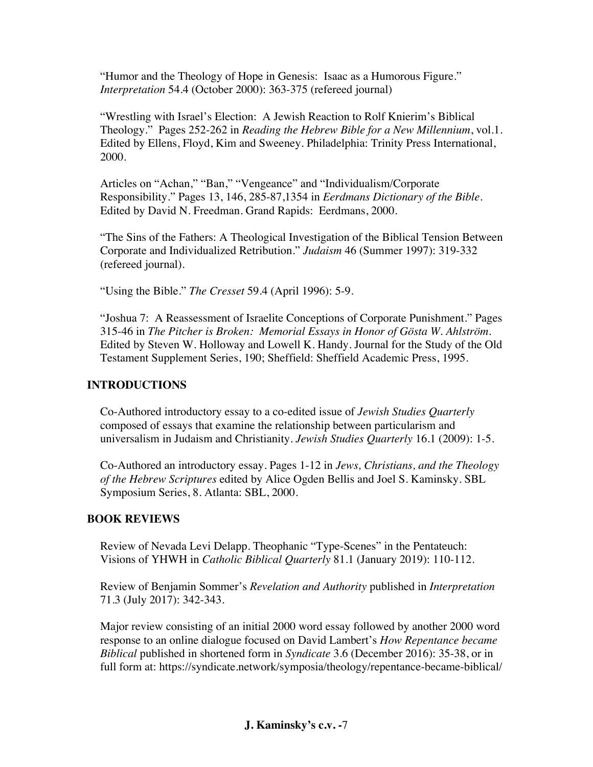"Humor and the Theology of Hope in Genesis: Isaac as a Humorous Figure." *Interpretation* 54.4 (October 2000): 363-375 (refereed journal)

"Wrestling with Israel's Election: A Jewish Reaction to Rolf Knierim's Biblical Theology." Pages 252-262 in *Reading the Hebrew Bible for a New Millennium*, vol.1. Edited by Ellens, Floyd, Kim and Sweeney. Philadelphia: Trinity Press International, 2000.

Articles on "Achan," "Ban," "Vengeance" and "Individualism/Corporate Responsibility." Pages 13, 146, 285-87,1354 in *Eerdmans Dictionary of the Bible*. Edited by David N. Freedman. Grand Rapids: Eerdmans, 2000.

"The Sins of the Fathers: A Theological Investigation of the Biblical Tension Between Corporate and Individualized Retribution." *Judaism* 46 (Summer 1997): 319-332 (refereed journal).

"Using the Bible." *The Cresset* 59.4 (April 1996): 5-9.

"Joshua 7: A Reassessment of Israelite Conceptions of Corporate Punishment." Pages 315-46 in *The Pitcher is Broken: Memorial Essays in Honor of Gösta W. Ahlström*. Edited by Steven W. Holloway and Lowell K. Handy. Journal for the Study of the Old Testament Supplement Series, 190; Sheffield: Sheffield Academic Press, 1995.

**INTRODUCTIONS**

Co-Authored introductory essay to a co-edited issue of *Jewish Studies Quarterly* composed of essays that examine the relationship between particularism and universalism in Judaism and Christianity. *Jewish Studies Quarterly* 16.1 (2009): 1-5.

Co-Authored an introductory essay. Pages 1-12 in *Jews, Christians, and the Theology of the Hebrew Scriptures* edited by Alice Ogden Bellis and Joel S. Kaminsky. SBL Symposium Series, 8. Atlanta: SBL, 2000.

**BOOK REVIEWS**

Review of Nevada Levi Delapp. Theophanic "Type-Scenes" in the Pentateuch: Visions of YHWH in *Catholic Biblical Quarterly* 81.1 (January 2019): 110-112.

Review of Benjamin Sommer's *Revelation and Authority* published in *Interpretation* 71.3 (July 2017): 342-343.

Major review consisting of an initial 2000 word essay followed by another 2000 word response to an online dialogue focused on David Lambert's *How Repentance became Biblical* published in shortened form in *Syndicate* 3.6 (December 2016): 35-38, or in full form at: https://syndicate.network/symposia/theology/repentance-became-biblical/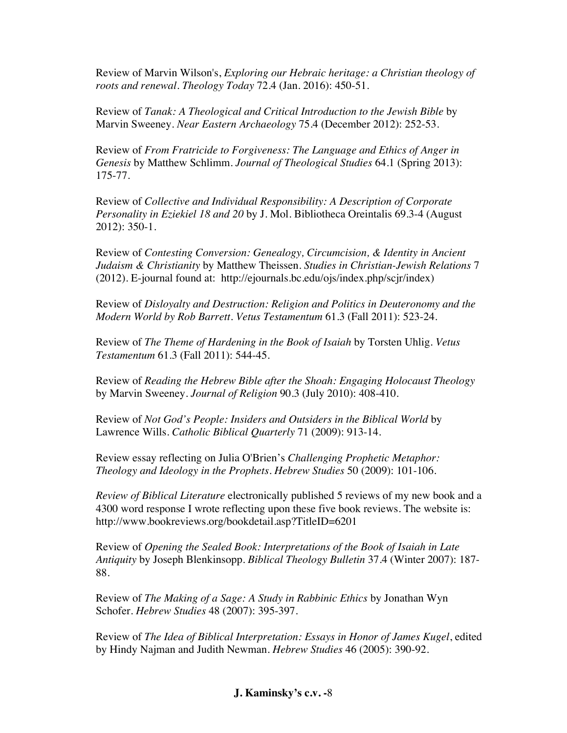Review of Marvin Wilson's, *Exploring our Hebraic heritage: a Christian theology of roots and renewal*. *Theology Today* 72.4 (Jan. 2016): 450-51.

Review of *Tanak: A Theological and Critical Introduction to the Jewish Bible* by Marvin Sweeney. *Near Eastern Archaeology* 75.4 (December 2012): 252-53.

Review of *From Fratricide to Forgiveness: The Language and Ethics of Anger in Genesis* by Matthew Schlimm. *Journal of Theological Studies* 64.1 (Spring 2013): 175-77.

Review of *Collective and Individual Responsibility: A Description of Corporate Personality in Eziekiel 18 and 20* by J. Mol. Bibliotheca Oreintalis 69.3-4 (August 2012): 350-1.

Review of *Contesting Conversion: Genealogy, Circumcision, & Identity in Ancient Judaism & Christianity* by Matthew Theissen. *Studies in Christian-Jewish Relations* 7 (2012). E-journal found at: http://ejournals.bc.edu/ojs/index.php/scjr/index)

Review of *Disloyalty and Destruction: Religion and Politics in Deuteronomy and the Modern World by Rob Barrett*. *Vetus Testamentum* 61.3 (Fall 2011): 523-24.

Review of *The Theme of Hardening in the Book of Isaiah* by Torsten Uhlig. *Vetus Testamentum* 61.3 (Fall 2011): 544-45.

Review of *Reading the Hebrew Bible after the Shoah: Engaging Holocaust Theology* by Marvin Sweeney. *Journal of Religion* 90.3 (July 2010): 408-410.

Review of *Not God's People: Insiders and Outsiders in the Biblical World* by Lawrence Wills. *Catholic Biblical Quarterly* 71 (2009): 913-14.

Review essay reflecting on Julia O'Brien's *Challenging Prophetic Metaphor: Theology and Ideology in the Prophets*. *Hebrew Studies* 50 (2009): 101-106.

*Review of Biblical Literature* electronically published 5 reviews of my new book and a 4300 word response I wrote reflecting upon these five book reviews. The website is: http://www.bookreviews.org/bookdetail.asp?TitleID=6201

Review of *Opening the Sealed Book: Interpretations of the Book of Isaiah in Late Antiquity* by Joseph Blenkinsopp. *Biblical Theology Bulletin* 37.4 (Winter 2007): 187-88.

Review of *The Making of a Sage: A Study in Rabbinic Ethics* by Jonathan Wyn Schofer. *Hebrew Studies* 48 (2007): 395-397.

Review of *The Idea of Biblical Interpretation: Essays in Honor of James Kugel*, edited by Hindy Najman and Judith Newman. *Hebrew Studies* 46 (2005): 390-92.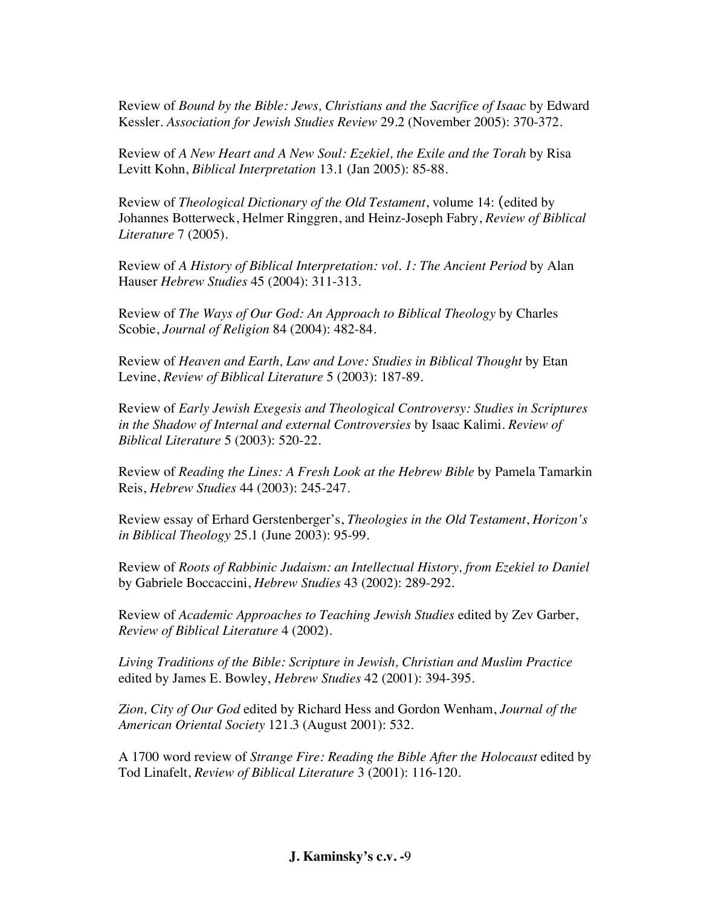Review of *Bound by the Bible: Jews, Christians and the Sacrifice of Isaac* by Edward Kessler. *Association for Jewish Studies Review* 29.2 (November 2005): 370-372.

Review of *A New Heart and A New Soul: Ezekiel, the Exile and the Torah* by Risa Levitt Kohn, *Biblical Interpretation* 13.1 (Jan 2005): 85-88.

Review of *Theological Dictionary of the Old Testament*, volume 14: (edited by Johannes Botterweck, Helmer Ringgren, and Heinz-Joseph Fabry, *Review of Biblical Literature* 7 (2005).

Review of *A History of Biblical Interpretation: vol. 1: The Ancient Period* by Alan Hauser *Hebrew Studies* 45 (2004): 311-313.

Review of *The Ways of Our God: An Approach to Biblical Theology* by Charles Scobie, *Journal of Religion* 84 (2004): 482-84.

Review of *Heaven and Earth, Law and Love: Studies in Biblical Thought* by Etan Levine, *Review of Biblical Literature* 5 (2003): 187-89.

Review of *Early Jewish Exegesis and Theological Controversy: Studies in Scriptures in the Shadow of Internal and external Controversies* by Isaac Kalimi. *Review of Biblical Literature* 5 (2003): 520-22.

Review of *Reading the Lines: A Fresh Look at the Hebrew Bible* by Pamela Tamarkin Reis, *Hebrew Studies* 44 (2003): 245-247.

Review essay of Erhard Gerstenberger's, *Theologies in the Old Testament*, *Horizon's in Biblical Theology* 25.1 (June 2003): 95-99.

Review of *Roots of Rabbinic Judaism: an Intellectual History, from Ezekiel to Daniel* by Gabriele Boccaccini, *Hebrew Studies* 43 (2002): 289-292.

Review of *Academic Approaches to Teaching Jewish Studies* edited by Zev Garber, *Review of Biblical Literature* 4 (2002).

*Living Traditions of the Bible: Scripture in Jewish, Christian and Muslim Practice* edited by James E. Bowley, *Hebrew Studies* 42 (2001): 394-395.

*Zion, City of Our God* edited by Richard Hess and Gordon Wenham, *Journal of the American Oriental Society* 121.3 (August 2001): 532.

A 1700 word review of *Strange Fire: Reading the Bible After the Holocaust* edited by Tod Linafelt, *Review of Biblical Literature* 3 (2001): 116-120.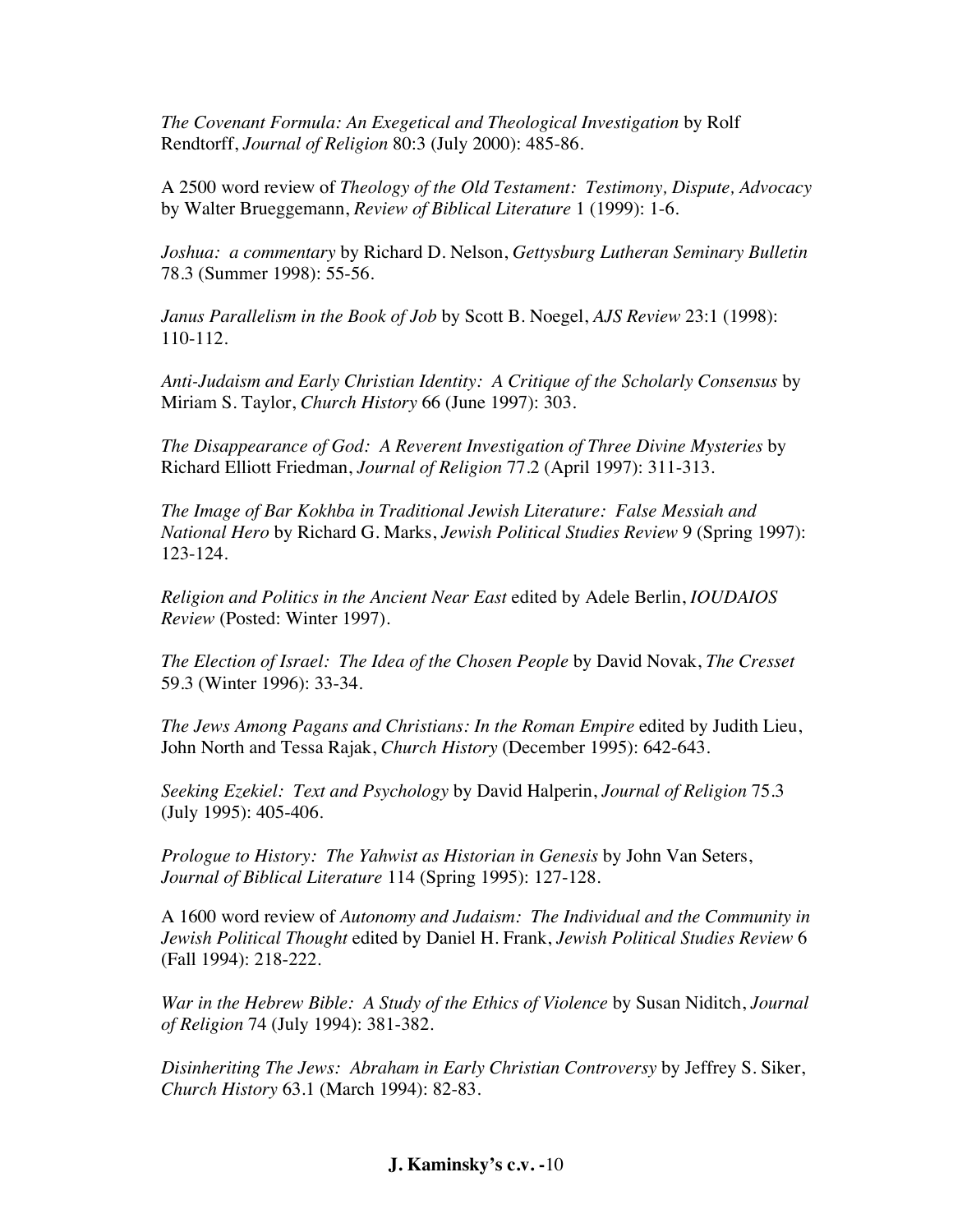*The Covenant Formula: An Exegetical and Theological Investigation* by Rolf Rendtorff, *Journal of Religion* 80:3 (July 2000): 485-86.

A 2500 word review of *Theology of the Old Testament: Testimony, Dispute, Advocacy* by Walter Brueggemann, *Review of Biblical Literature* 1 (1999): 1-6.

*Joshua: a commentary* by Richard D. Nelson, *Gettysburg Lutheran Seminary Bulletin* 78.3 (Summer 1998): 55-56.

*Janus Parallelism in the Book of Job* by Scott B. Noegel, *AJS Review* 23:1 (1998): 110-112.

*Anti-Judaism and Early Christian Identity: A Critique of the Scholarly Consensus* by Miriam S. Taylor, *Church History* 66 (June 1997): 303.

*The Disappearance of God: A Reverent Investigation of Three Divine Mysteries* by Richard Elliott Friedman, *Journal of Religion* 77.2 (April 1997): 311-313.

*The Image of Bar Kokhba in Traditional Jewish Literature: False Messiah and National Hero* by Richard G. Marks, *Jewish Political Studies Review* 9 (Spring 1997): 123-124.

*Religion and Politics in the Ancient Near East* edited by Adele Berlin, *IOUDAIOS Review* (Posted: Winter 1997).

*The Election of Israel: The Idea of the Chosen People* by David Novak, *The Cresset* 59.3 (Winter 1996): 33-34.

*The Jews Among Pagans and Christians: In the Roman Empire* edited by Judith Lieu, John North and Tessa Rajak, *Church History* (December 1995): 642-643.

*Seeking Ezekiel: Text and Psychology* by David Halperin, *Journal of Religion* 75.3 (July 1995): 405-406.

*Prologue to History: The Yahwist as Historian in Genesis* by John Van Seters, *Journal of Biblical Literature* 114 (Spring 1995): 127-128.

A 1600 word review of *Autonomy and Judaism: The Individual and the Community in Jewish Political Thought* edited by Daniel H. Frank, *Jewish Political Studies Review* 6 (Fall 1994): 218-222.

*War in the Hebrew Bible: A Study of the Ethics of Violence* by Susan Niditch, *Journal of Religion* 74 (July 1994): 381-382.

*Disinheriting The Jews: Abraham in Early Christian Controversy* by Jeffrey S. Siker, *Church History* 63.1 (March 1994): 82-83.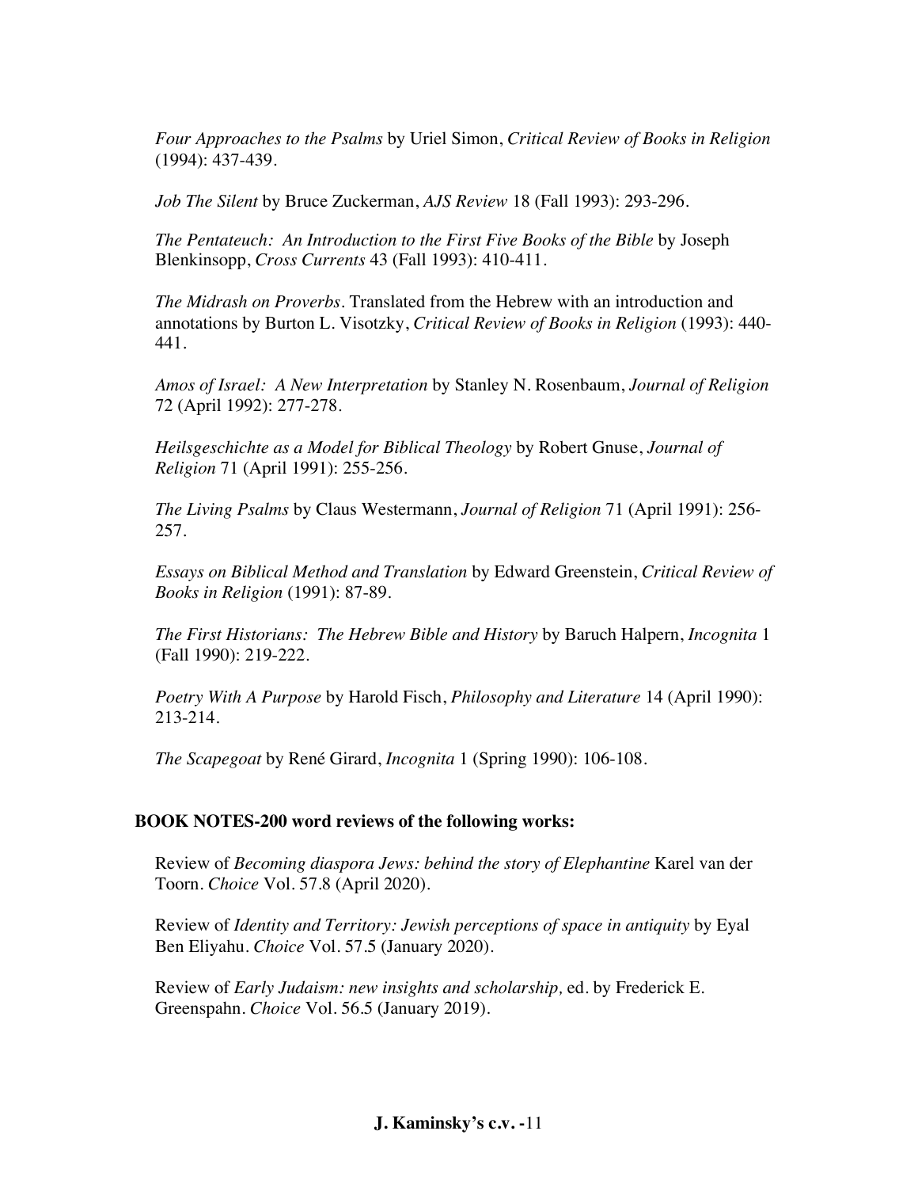*Four Approaches to the Psalms* by Uriel Simon, *Critical Review of Books in Religion* (1994): 437-439.

*Job The Silent* by Bruce Zuckerman, *AJS Review* 18 (Fall 1993): 293-296.

*The Pentateuch: An Introduction to the First Five Books of the Bible* by Joseph Blenkinsopp, *Cross Currents* 43 (Fall 1993): 410-411.

*The Midrash on Proverbs*. Translated from the Hebrew with an introduction and annotations by Burton L. Visotzky, *Critical Review of Books in Religion* (1993): 440-441.

*Amos of Israel: A New Interpretation* by Stanley N. Rosenbaum, *Journal of Religion* 72 (April 1992): 277-278.

*Heilsgeschichte as a Model for Biblical Theology* by Robert Gnuse, *Journal of Religion* 71 (April 1991): 255-256.

*The Living Psalms* by Claus Westermann, *Journal of Religion* 71 (April 1991): 256-257.

*Essays on Biblical Method and Translation* by Edward Greenstein, *Critical Review of Books in Religion* (1991): 87-89.

*The First Historians: The Hebrew Bible and History* by Baruch Halpern, *Incognita* 1 (Fall 1990): 219-222.

*Poetry With A Purpose* by Harold Fisch, *Philosophy and Literature* 14 (April 1990): 213-214.

*The Scapegoat* by René Girard, *Incognita* 1 (Spring 1990): 106-108.

**BOOK NOTES-200 word reviews of the following works:**

Review of *Becoming diaspora Jews: behind the story of Elephantine* Karel van der Toorn. *Choice* Vol. 57.8 (April 2020).

Review of *Identity and Territory: Jewish perceptions of space in antiquity* by Eyal Ben Eliyahu. *Choice* Vol. 57.5 (January 2020).

Review of *Early Judaism: new insights and scholarship,* ed. by Frederick E. Greenspahn. *Choice* Vol. 56.5 (January 2019).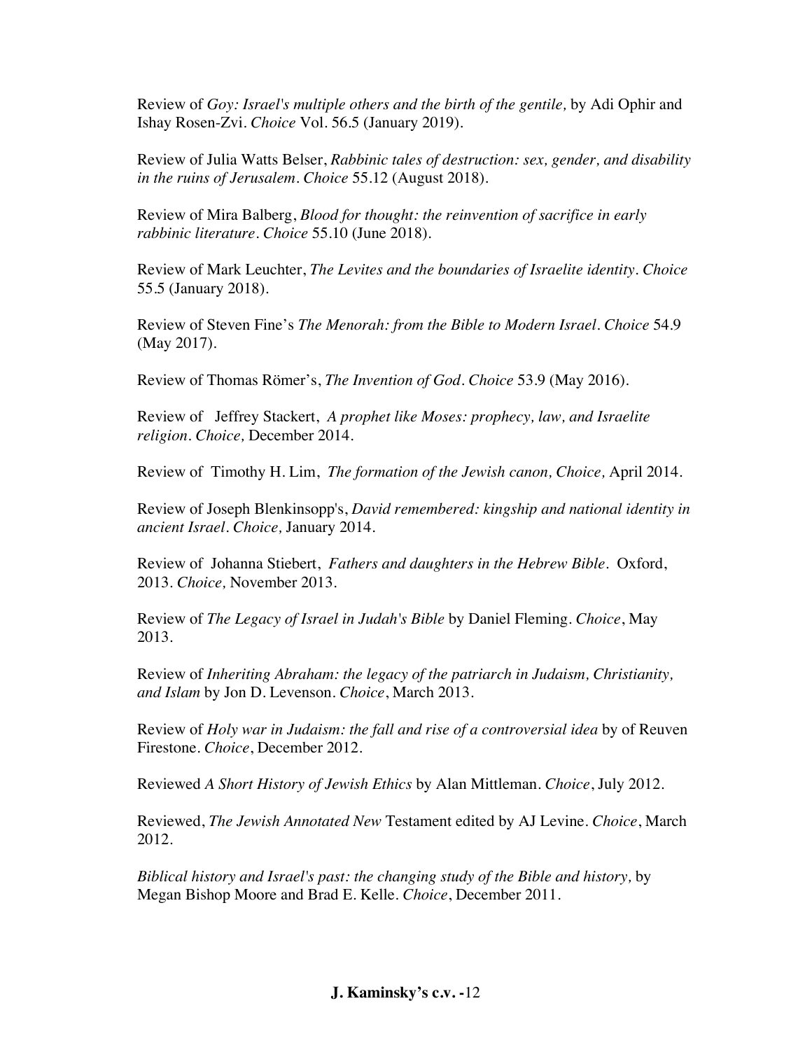Review of *Goy: Israel's multiple others and the birth of the gentile,* by Adi Ophir and Ishay Rosen-Zvi. *Choice* Vol. 56.5 (January 2019).

Review of Julia Watts Belser, *Rabbinic tales of destruction: sex, gender, and disability in the ruins of Jerusalem*. *Choice* 55.12 (August 2018).

Review of Mira Balberg, *Blood for thought: the reinvention of sacrifice in early rabbinic literature*. *Choice* 55.10 (June 2018).

Review of Mark Leuchter, *The Levites and the boundaries of Israelite identity*. *Choice* 55.5 (January 2018).

Review of Steven Fine's *The Menorah: from the Bible to Modern Israel*. *Choice* 54.9 (May 2017).

Review of Thomas Römer's, *The Invention of God*. *Choice* 53.9 (May 2016).

Review of Jeffrey Stackert, *A prophet like Moses: prophecy, law, and Israelite religion*. *Choice,* December 2014.

Review of Timothy H. Lim, *The formation of the Jewish canon, Choice,* April 2014.

Review of Joseph Blenkinsopp's, *David remembered: kingship and national identity in ancient Israel*. *Choice,* January 2014.

Review of Johanna Stiebert, *Fathers and daughters in the Hebrew Bible*. Oxford, 2013. *Choice,* November 2013.

Review of *The Legacy of Israel in Judah's Bible* by Daniel Fleming. *Choice*, May 2013.

Review of *Inheriting Abraham: the legacy of the patriarch in Judaism, Christianity, and Islam* by Jon D. Levenson. *Choice*, March 2013.

Review of *Holy war in Judaism: the fall and rise of a controversial idea* by of Reuven Firestone. *Choice*, December 2012.

Reviewed *A Short History of Jewish Ethics* by Alan Mittleman. *Choice*, July 2012.

Reviewed, *The Jewish Annotated New* Testament edited by AJ Levine. *Choice*, March 2012.

*Biblical history and Israel's past: the changing study of the Bible and history,* by Megan Bishop Moore and Brad E. Kelle. *Choice*, December 2011.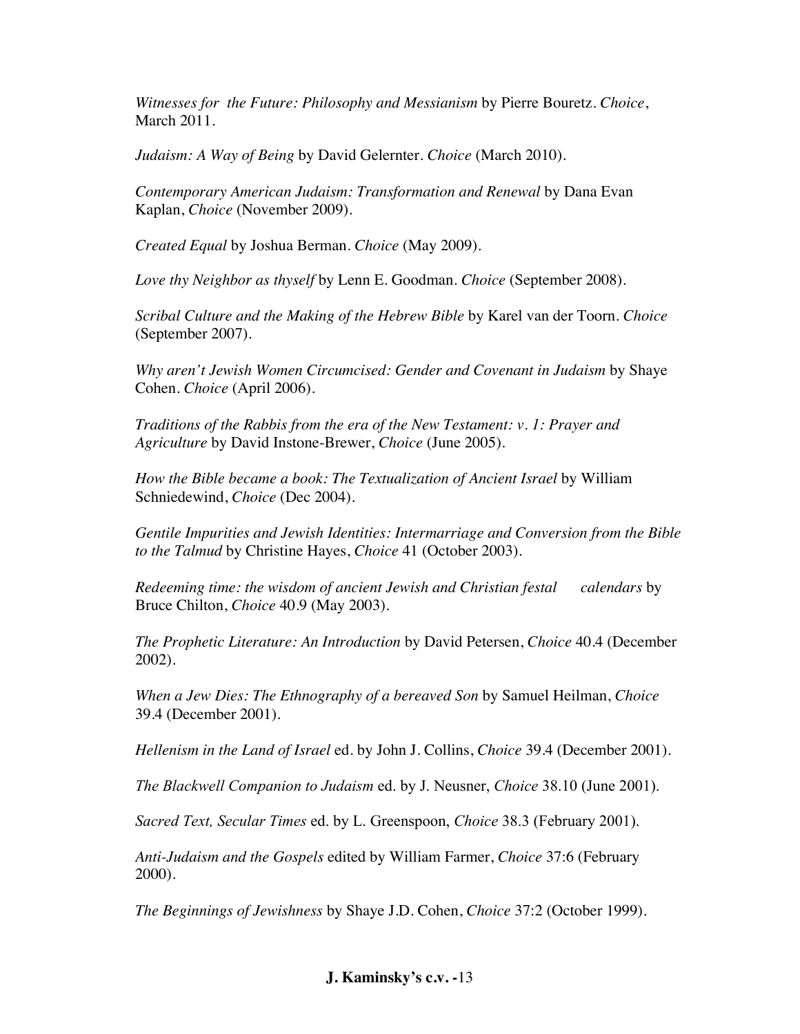*Witnesses for the Future: Philosophy and Messianism* by Pierre Bouretz. *Choice*, March 2011.

*Judaism: A Way of Being* by David Gelernter. *Choice* (March 2010).

*Contemporary American Judaism: Transformation and Renewal* by Dana Evan Kaplan, *Choice* (November 2009).

*Created Equal* by Joshua Berman. *Choice* (May 2009).

*Love thy Neighbor as thyself* by Lenn E. Goodman. *Choice* (September 2008).

*Scribal Culture and the Making of the Hebrew Bible* by Karel van der Toorn. *Choice* (September 2007).

*Why aren't Jewish Women Circumcised: Gender and Covenant in Judaism* by Shaye Cohen. *Choice* (April 2006).

*Traditions of the Rabbis from the era of the New Testament: v. 1: Prayer and Agriculture* by David Instone-Brewer, *Choice* (June 2005).

*How the Bible became a book: The Textualization of Ancient Israel* by William Schniedewind, *Choice* (Dec 2004).

*Gentile Impurities and Jewish Identities: Intermarriage and Conversion from the Bible to the Talmud* by Christine Hayes, *Choice* 41 (October 2003).

*Redeeming time: the wisdom of ancient Jewish and Christian festal calendars* by Bruce Chilton, *Choice* 40.9 (May 2003).

*The Prophetic Literature: An Introduction* by David Petersen, *Choice* 40.4 (December 2002).

*When a Jew Dies: The Ethnography of a bereaved Son* by Samuel Heilman, *Choice* 39.4 (December 2001).

*Hellenism in the Land of Israel* ed. by John J. Collins, *Choice* 39.4 (December 2001).

*The Blackwell Companion to Judaism* ed. by J. Neusner, *Choice* 38.10 (June 2001).

*Sacred Text, Secular Times* ed. by L. Greenspoon, *Choice* 38.3 (February 2001).

*Anti-Judaism and the Gospels* edited by William Farmer, *Choice* 37:6 (February 2000).

*The Beginnings of Jewishness* by Shaye J.D. Cohen, *Choice* 37:2 (October 1999).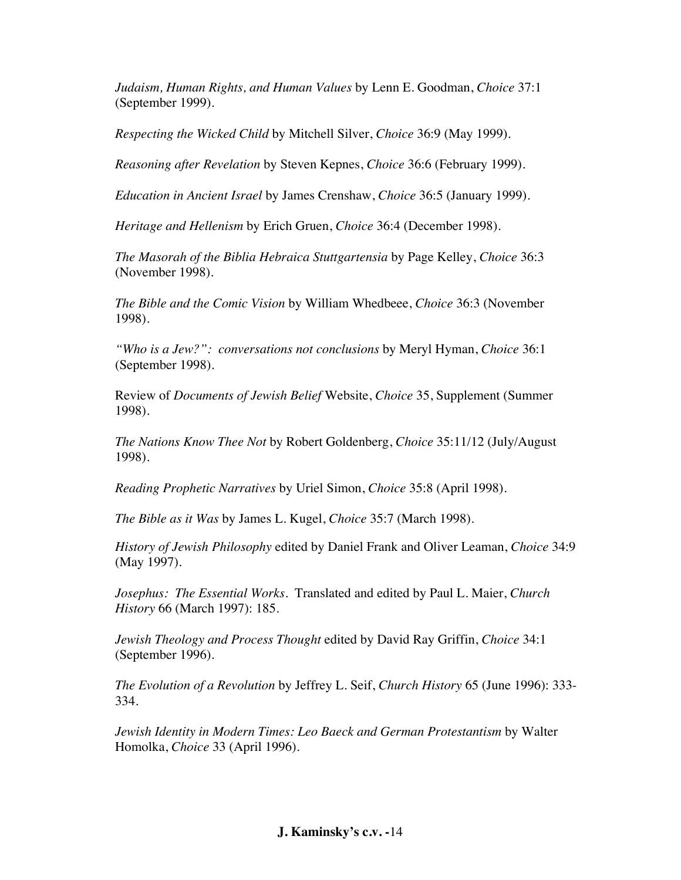*Judaism, Human Rights, and Human Values* by Lenn E. Goodman, *Choice* 37:1 (September 1999).

*Respecting the Wicked Child* by Mitchell Silver, *Choice* 36:9 (May 1999).

*Reasoning after Revelation* by Steven Kepnes, *Choice* 36:6 (February 1999).

*Education in Ancient Israel* by James Crenshaw, *Choice* 36:5 (January 1999).

*Heritage and Hellenism* by Erich Gruen, *Choice* 36:4 (December 1998).

*The Masorah of the Biblia Hebraica Stuttgartensia* by Page Kelley, *Choice* 36:3 (November 1998).

*The Bible and the Comic Vision* by William Whedbeee, *Choice* 36:3 (November 1998).

*"Who is a Jew?": conversations not conclusions* by Meryl Hyman, *Choice* 36:1 (September 1998).

Review of *Documents of Jewish Belief* Website, *Choice* 35, Supplement (Summer 1998).

*The Nations Know Thee Not* by Robert Goldenberg, *Choice* 35:11/12 (July/August 1998).

*Reading Prophetic Narratives* by Uriel Simon, *Choice* 35:8 (April 1998).

*The Bible as it Was* by James L. Kugel, *Choice* 35:7 (March 1998).

*History of Jewish Philosophy* edited by Daniel Frank and Oliver Leaman, *Choice* 34:9 (May 1997).

*Josephus: The Essential Works*. Translated and edited by Paul L. Maier, *Church History* 66 (March 1997): 185.

*Jewish Theology and Process Thought* edited by David Ray Griffin, *Choice* 34:1 (September 1996).

*The Evolution of a Revolution* by Jeffrey L. Seif, *Church History* 65 (June 1996): 333-334.

*Jewish Identity in Modern Times: Leo Baeck and German Protestantism* by Walter Homolka, *Choice* 33 (April 1996).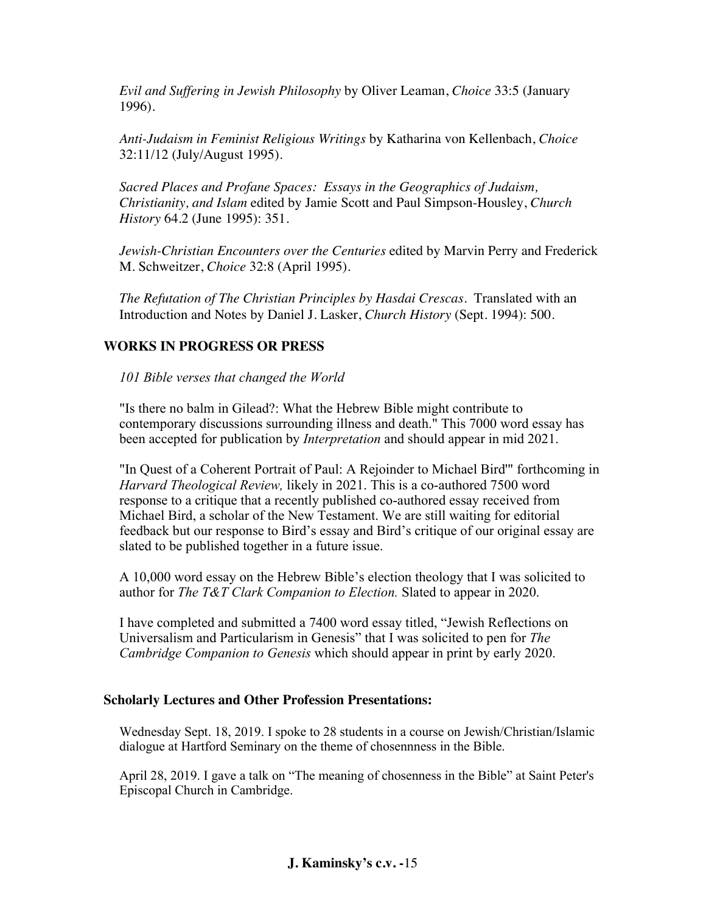*Evil and Suffering in Jewish Philosophy* by Oliver Leaman, *Choice* 33:5 (January 1996).

*Anti-Judaism in Feminist Religious Writings* by Katharina von Kellenbach, *Choice* 32:11/12 (July/August 1995).

*Sacred Places and Profane Spaces: Essays in the Geographics of Judaism, Christianity, and Islam* edited by Jamie Scott and Paul Simpson-Housley, *Church History* 64.2 (June 1995): 351.

*Jewish-Christian Encounters over the Centuries* edited by Marvin Perry and Frederick M. Schweitzer, *Choice* 32:8 (April 1995).

*The Refutation of The Christian Principles by Hasdai Crescas*. Translated with an Introduction and Notes by Daniel J. Lasker, *Church History* (Sept. 1994): 500.

## WORKS IN PROGRESS OR PRESS

*101 Bible verses that changed the World*

"Is there no balm in Gilead?: What the Hebrew Bible might contribute to contemporary discussions surrounding illness and death." This 7000 word essay has been accepted for publication by *Interpretation* and should appear in mid 2021.

"In Quest of a Coherent Portrait of Paul: A Rejoinder to Michael Bird'" forthcoming in *Harvard Theological Review,* likely in 2021. This is a co-authored 7500 word response to a critique that a recently published co-authored essay received from Michael Bird, a scholar of the New Testament. We are still waiting for editorial feedback but our response to Bird's essay and Bird's critique of our original essay are slated to be published together in a future issue.

A 10,000 word essay on the Hebrew Bible's election theology that I was solicited to author for *The T&T Clark Companion to Election.* Slated to appear in 2020.

I have completed and submitted a 7400 word essay titled, "Jewish Reflections on Universalism and Particularism in Genesis" that I was solicited to pen for *The Cambridge Companion to Genesis* which should appear in print by early 2020.

## Scholarly Lectures and Other Profession Presentations:

Wednesday Sept. 18, 2019. I spoke to 28 students in a course on Jewish/Christian/Islamic dialogue at Hartford Seminary on the theme of chosennness in the Bible.

April 28, 2019. I gave a talk on "The meaning of chosenness in the Bible" at Saint Peter's Episcopal Church in Cambridge.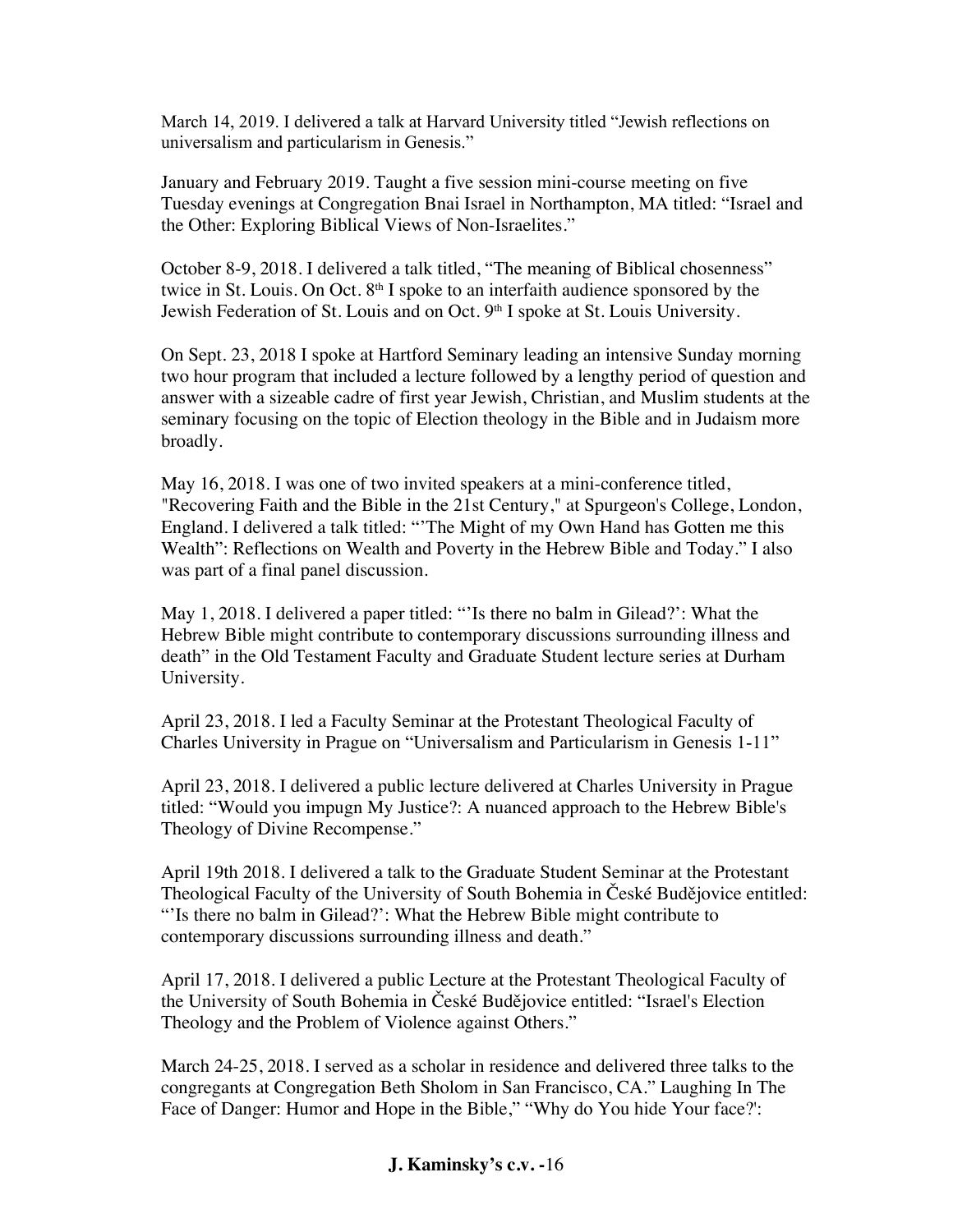March 14, 2019. I delivered a talk at Harvard University titled "Jewish reflections on universalism and particularism in Genesis."

January and February 2019. Taught a five session mini-course meeting on five Tuesday evenings at Congregation Bnai Israel in Northampton, MA titled: "Israel and the Other: Exploring Biblical Views of Non-Israelites."

October 8-9, 2018. I delivered a talk titled, "The meaning of Biblical chosenness" twice in St. Louis. On Oct. 8th I spoke to an interfaith audience sponsored by the Jewish Federation of St. Louis and on Oct. 9th I spoke at St. Louis University.

On Sept. 23, 2018 I spoke at Hartford Seminary leading an intensive Sunday morning two hour program that included a lecture followed by a lengthy period of question and answer with a sizeable cadre of first year Jewish, Christian, and Muslim students at the seminary focusing on the topic of Election theology in the Bible and in Judaism more broadly.

May 16, 2018. I was one of two invited speakers at a mini-conference titled, "Recovering Faith and the Bible in the 21st Century," at Spurgeon's College, London, England. I delivered a talk titled: "'The Might of my Own Hand has Gotten me this Wealth": Reflections on Wealth and Poverty in the Hebrew Bible and Today." I also was part of a final panel discussion.

May 1, 2018. I delivered a paper titled: "'Is there no balm in Gilead?': What the Hebrew Bible might contribute to contemporary discussions surrounding illness and death" in the Old Testament Faculty and Graduate Student lecture series at Durham University.

April 23, 2018. I led a Faculty Seminar at the Protestant Theological Faculty of Charles University in Prague on "Universalism and Particularism in Genesis 1-11"

April 23, 2018. I delivered a public lecture delivered at Charles University in Prague titled: "Would you impugn My Justice?: A nuanced approach to the Hebrew Bible's Theology of Divine Recompense."

April 19th 2018. I delivered a talk to the Graduate Student Seminar at the Protestant Theological Faculty of the University of South Bohemia in České Budějovice entitled: "'Is there no balm in Gilead?': What the Hebrew Bible might contribute to contemporary discussions surrounding illness and death."

April 17, 2018. I delivered a public Lecture at the Protestant Theological Faculty of the University of South Bohemia in České Budějovice entitled: "Israel's Election Theology and the Problem of Violence against Others."

March 24-25, 2018. I served as a scholar in residence and delivered three talks to the congregants at Congregation Beth Sholom in San Francisco, CA." Laughing In The Face of Danger: Humor and Hope in the Bible," "Why do You hide Your face?':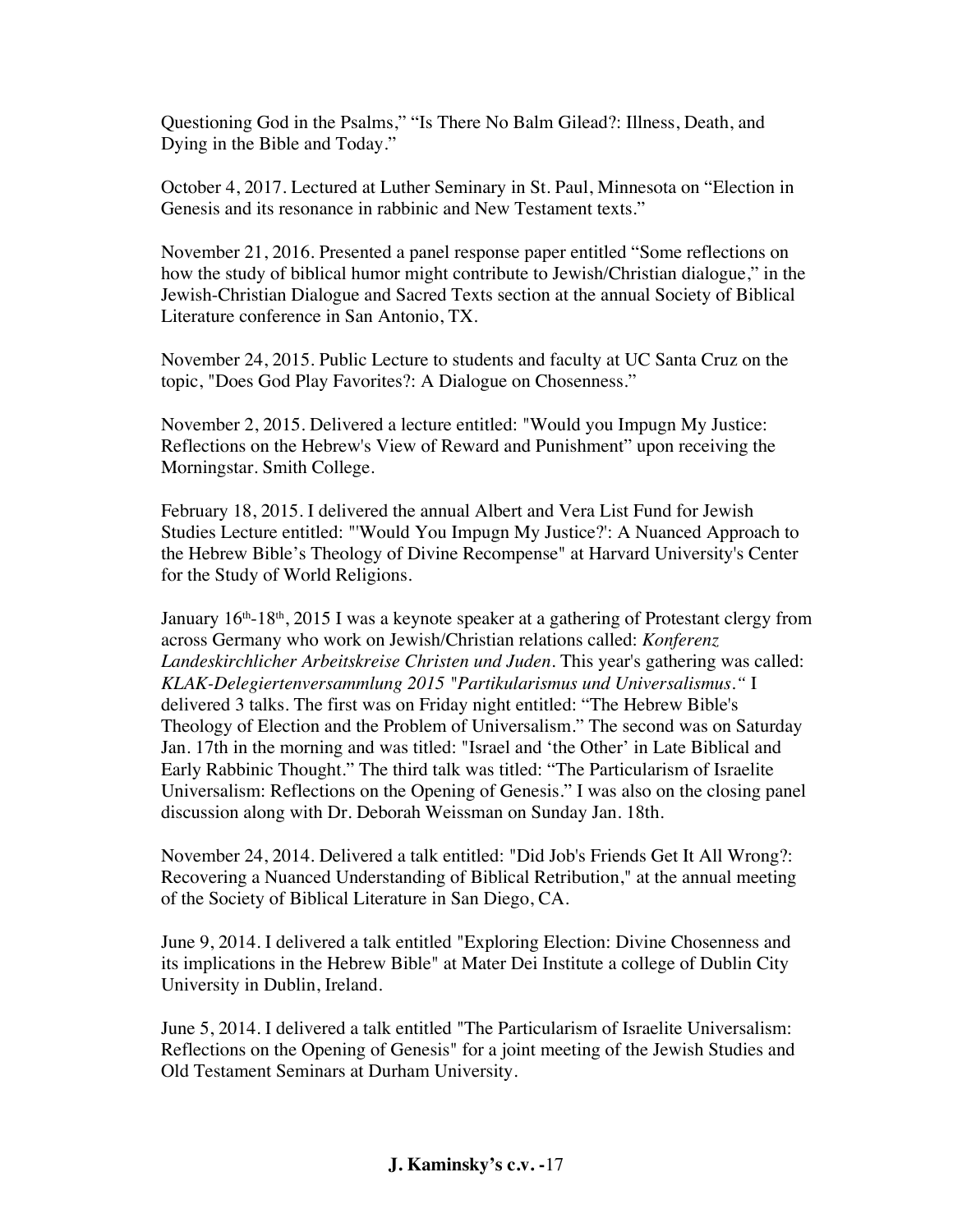Questioning God in the Psalms," "Is There No Balm Gilead?: Illness, Death, and Dying in the Bible and Today."

October 4, 2017. Lectured at Luther Seminary in St. Paul, Minnesota on "Election in Genesis and its resonance in rabbinic and New Testament texts."

November 21, 2016. Presented a panel response paper entitled "Some reflections on how the study of biblical humor might contribute to Jewish/Christian dialogue," in the Jewish-Christian Dialogue and Sacred Texts section at the annual Society of Biblical Literature conference in San Antonio, TX.

November 24, 2015. Public Lecture to students and faculty at UC Santa Cruz on the topic, "Does God Play Favorites?: A Dialogue on Chosenness."

November 2, 2015. Delivered a lecture entitled: "Would you Impugn My Justice: Reflections on the Hebrew's View of Reward and Punishment" upon receiving the Morningstar. Smith College.

February 18, 2015. I delivered the annual Albert and Vera List Fund for Jewish Studies Lecture entitled: "'Would You Impugn My Justice?': A Nuanced Approach to the Hebrew Bible's Theology of Divine Recompense" at Harvard University's Center for the Study of World Religions.

January 16th-18th, 2015 I was a keynote speaker at a gathering of Protestant clergy from across Germany who work on Jewish/Christian relations called: *Konferenz Landeskirchlicher Arbeitskreise Christen und Juden*. This year's gathering was called: *KLAK-Delegiertenversammlung 2015 "Partikularismus und Universalismus."* I delivered 3 talks. The first was on Friday night entitled: "The Hebrew Bible's Theology of Election and the Problem of Universalism." The second was on Saturday Jan. 17th in the morning and was titled: "Israel and 'the Other' in Late Biblical and Early Rabbinic Thought." The third talk was titled: "The Particularism of Israelite Universalism: Reflections on the Opening of Genesis." I was also on the closing panel discussion along with Dr. Deborah Weissman on Sunday Jan. 18th.

November 24, 2014. Delivered a talk entitled: "Did Job's Friends Get It All Wrong?: Recovering a Nuanced Understanding of Biblical Retribution," at the annual meeting of the Society of Biblical Literature in San Diego, CA.

June 9, 2014. I delivered a talk entitled "Exploring Election: Divine Chosenness and its implications in the Hebrew Bible" at Mater Dei Institute a college of Dublin City University in Dublin, Ireland.

June 5, 2014. I delivered a talk entitled "The Particularism of Israelite Universalism: Reflections on the Opening of Genesis" for a joint meeting of the Jewish Studies and Old Testament Seminars at Durham University.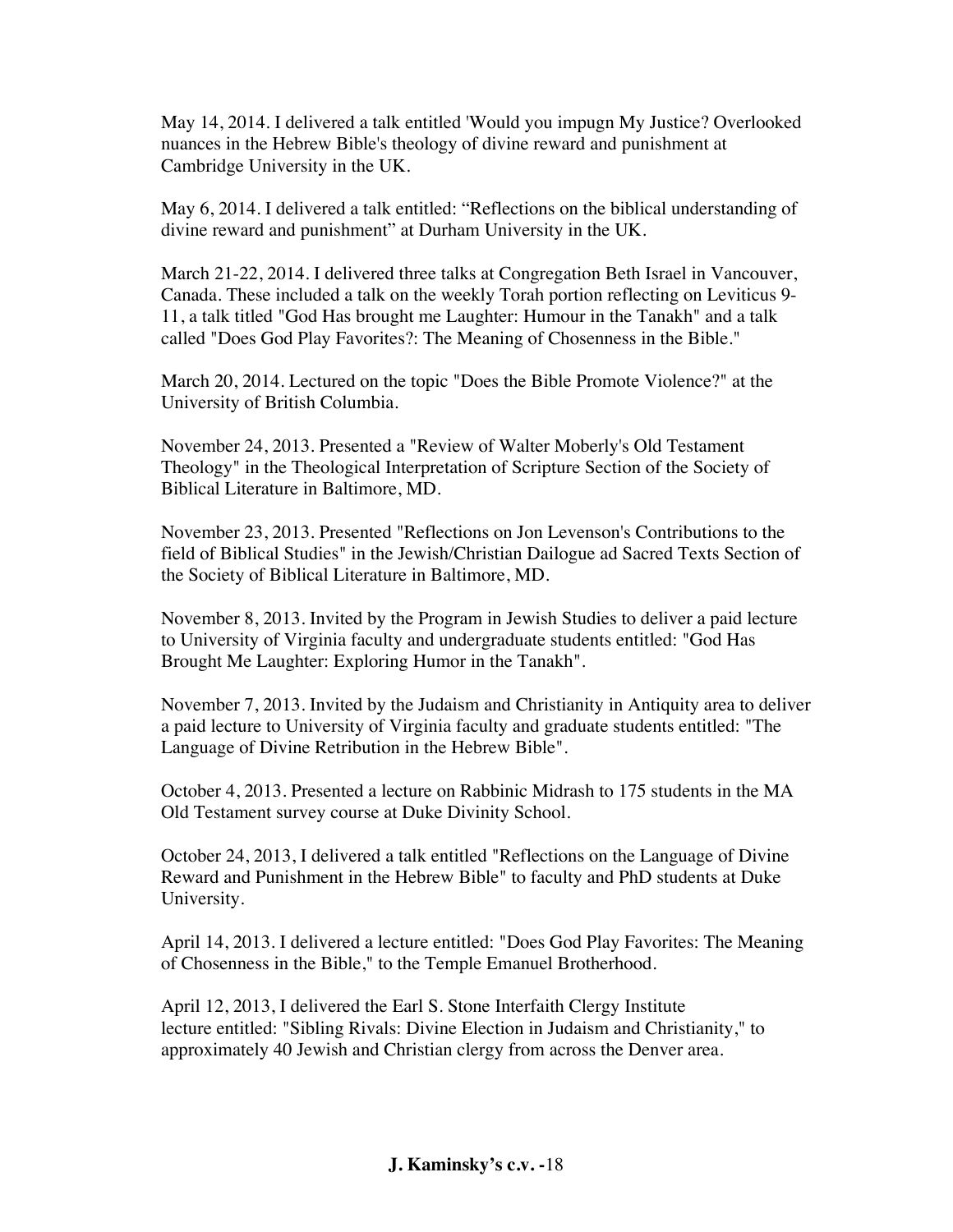May 14, 2014. I delivered a talk entitled 'Would you impugn My Justice? Overlooked nuances in the Hebrew Bible's theology of divine reward and punishment at Cambridge University in the UK.

May 6, 2014. I delivered a talk entitled: "Reflections on the biblical understanding of divine reward and punishment" at Durham University in the UK.

March 21-22, 2014. I delivered three talks at Congregation Beth Israel in Vancouver, Canada. These included a talk on the weekly Torah portion reflecting on Leviticus 9-11, a talk titled "God Has brought me Laughter: Humour in the Tanakh" and a talk called "Does God Play Favorites?: The Meaning of Chosenness in the Bible."

March 20, 2014. Lectured on the topic "Does the Bible Promote Violence?" at the University of British Columbia.

November 24, 2013. Presented a "Review of Walter Moberly's Old Testament Theology" in the Theological Interpretation of Scripture Section of the Society of Biblical Literature in Baltimore, MD.

November 23, 2013. Presented "Reflections on Jon Levenson's Contributions to the field of Biblical Studies" in the Jewish/Christian Dailogue ad Sacred Texts Section of the Society of Biblical Literature in Baltimore, MD.

November 8, 2013. Invited by the Program in Jewish Studies to deliver a paid lecture to University of Virginia faculty and undergraduate students entitled: "God Has Brought Me Laughter: Exploring Humor in the Tanakh".

November 7, 2013. Invited by the Judaism and Christianity in Antiquity area to deliver a paid lecture to University of Virginia faculty and graduate students entitled: "The Language of Divine Retribution in the Hebrew Bible".

October 4, 2013. Presented a lecture on Rabbinic Midrash to 175 students in the MA Old Testament survey course at Duke Divinity School.

October 24, 2013, I delivered a talk entitled "Reflections on the Language of Divine Reward and Punishment in the Hebrew Bible" to faculty and PhD students at Duke University.

April 14, 2013. I delivered a lecture entitled: "Does God Play Favorites: The Meaning of Chosenness in the Bible," to the Temple Emanuel Brotherhood.

April 12, 2013, I delivered the Earl S. Stone Interfaith Clergy Institute lecture entitled: "Sibling Rivals: Divine Election in Judaism and Christianity," to approximately 40 Jewish and Christian clergy from across the Denver area.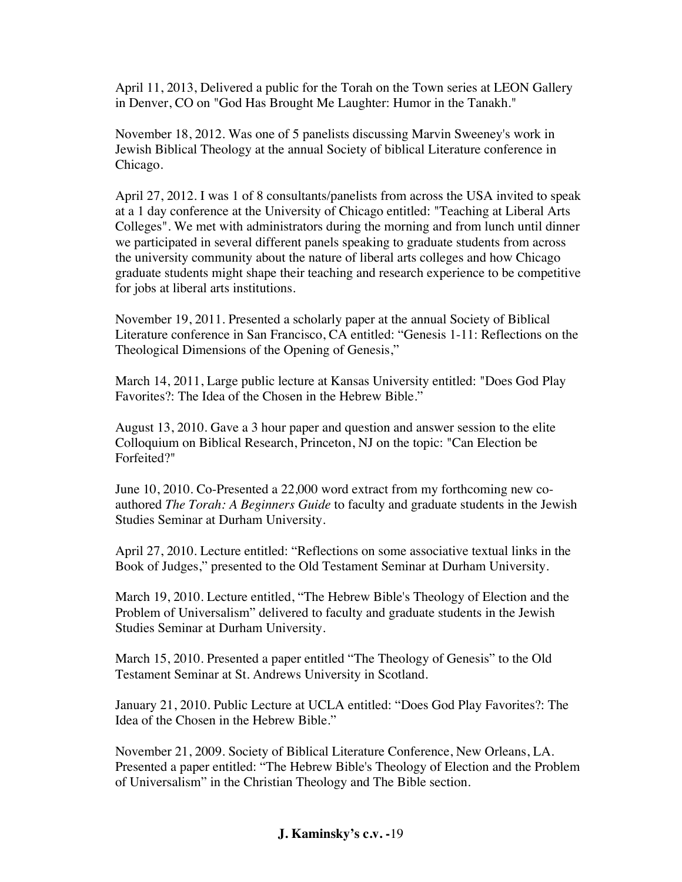April 11, 2013, Delivered a public for the Torah on the Town series at LEON Gallery in Denver, CO on "God Has Brought Me Laughter: Humor in the Tanakh."

November 18, 2012. Was one of 5 panelists discussing Marvin Sweeney's work in Jewish Biblical Theology at the annual Society of biblical Literature conference in Chicago.

April 27, 2012. I was 1 of 8 consultants/panelists from across the USA invited to speak at a 1 day conference at the University of Chicago entitled: "Teaching at Liberal Arts Colleges". We met with administrators during the morning and from lunch until dinner we participated in several different panels speaking to graduate students from across the university community about the nature of liberal arts colleges and how Chicago graduate students might shape their teaching and research experience to be competitive for jobs at liberal arts institutions.

November 19, 2011. Presented a scholarly paper at the annual Society of Biblical Literature conference in San Francisco, CA entitled: "Genesis 1-11: Reflections on the Theological Dimensions of the Opening of Genesis,"

March 14, 2011, Large public lecture at Kansas University entitled: "Does God Play Favorites?: The Idea of the Chosen in the Hebrew Bible."

August 13, 2010. Gave a 3 hour paper and question and answer session to the elite Colloquium on Biblical Research, Princeton, NJ on the topic: "Can Election be Forfeited?"

June 10, 2010. Co-Presented a 22,000 word extract from my forthcoming new co-authored *The Torah: A Beginners Guide* to faculty and graduate students in the Jewish Studies Seminar at Durham University.

April 27, 2010. Lecture entitled: "Reflections on some associative textual links in the Book of Judges," presented to the Old Testament Seminar at Durham University.

March 19, 2010. Lecture entitled, "The Hebrew Bible's Theology of Election and the Problem of Universalism" delivered to faculty and graduate students in the Jewish Studies Seminar at Durham University.

March 15, 2010. Presented a paper entitled "The Theology of Genesis" to the Old Testament Seminar at St. Andrews University in Scotland.

January 21, 2010. Public Lecture at UCLA entitled: "Does God Play Favorites?: The Idea of the Chosen in the Hebrew Bible."

November 21, 2009. Society of Biblical Literature Conference, New Orleans, LA. Presented a paper entitled: "The Hebrew Bible's Theology of Election and the Problem of Universalism" in the Christian Theology and The Bible section.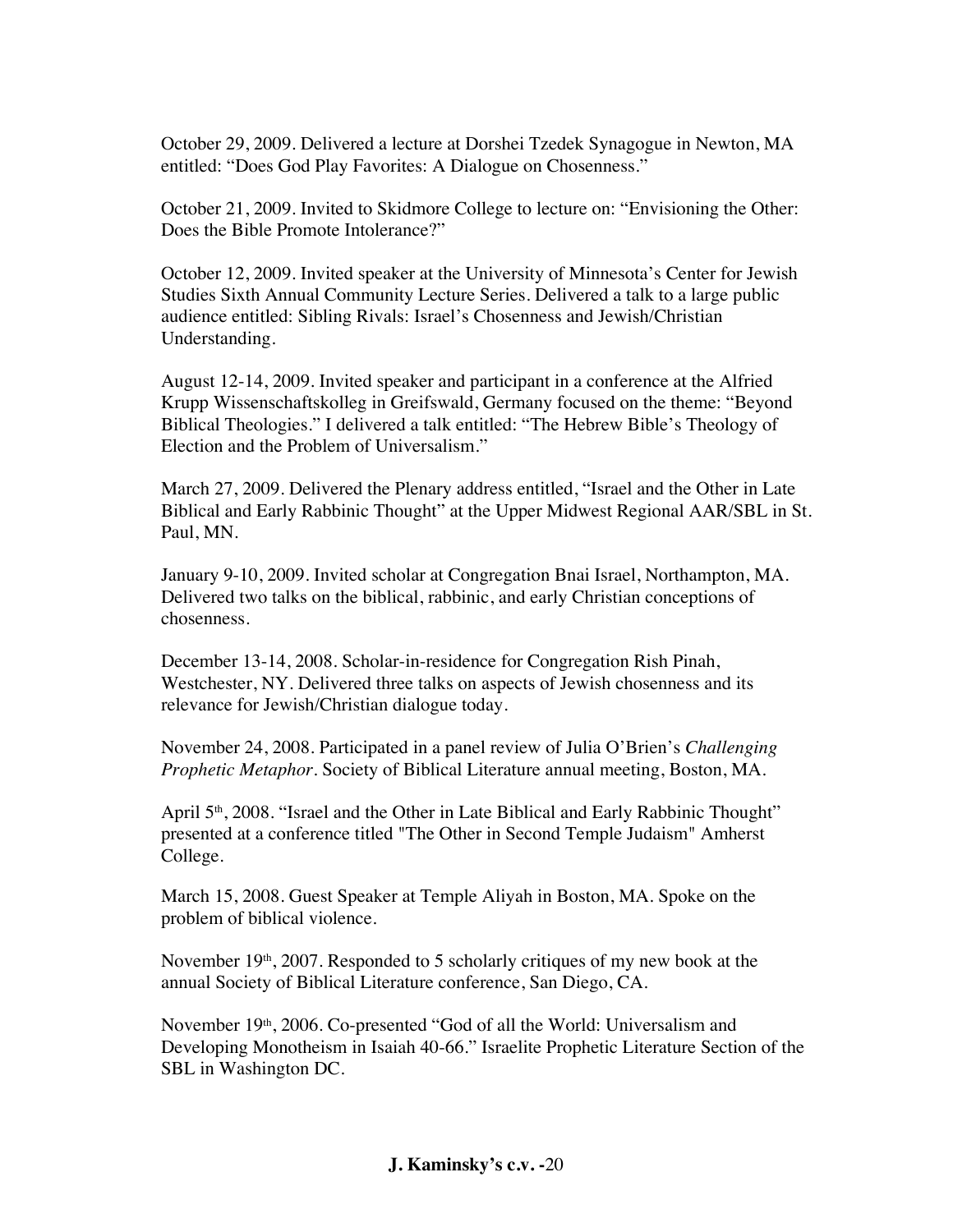October 29, 2009. Delivered a lecture at Dorshei Tzedek Synagogue in Newton, MA entitled: "Does God Play Favorites: A Dialogue on Chosenness."

October 21, 2009. Invited to Skidmore College to lecture on: "Envisioning the Other: Does the Bible Promote Intolerance?"

October 12, 2009. Invited speaker at the University of Minnesota's Center for Jewish Studies Sixth Annual Community Lecture Series. Delivered a talk to a large public audience entitled: Sibling Rivals: Israel's Chosenness and Jewish/Christian Understanding.

August 12-14, 2009. Invited speaker and participant in a conference at the Alfried Krupp Wissenschaftskolleg in Greifswald, Germany focused on the theme: "Beyond Biblical Theologies." I delivered a talk entitled: "The Hebrew Bible's Theology of Election and the Problem of Universalism."

March 27, 2009. Delivered the Plenary address entitled, "Israel and the Other in Late Biblical and Early Rabbinic Thought" at the Upper Midwest Regional AAR/SBL in St. Paul, MN.

January 9-10, 2009. Invited scholar at Congregation Bnai Israel, Northampton, MA. Delivered two talks on the biblical, rabbinic, and early Christian conceptions of chosenness.

December 13-14, 2008. Scholar-in-residence for Congregation Rish Pinah, Westchester, NY. Delivered three talks on aspects of Jewish chosenness and its relevance for Jewish/Christian dialogue today.

November 24, 2008. Participated in a panel review of Julia O'Brien's *Challenging Prophetic Metaphor*. Society of Biblical Literature annual meeting, Boston, MA.

April 5th, 2008. "Israel and the Other in Late Biblical and Early Rabbinic Thought" presented at a conference titled "The Other in Second Temple Judaism" Amherst College.

March 15, 2008. Guest Speaker at Temple Aliyah in Boston, MA. Spoke on the problem of biblical violence.

November 19th, 2007. Responded to 5 scholarly critiques of my new book at the annual Society of Biblical Literature conference, San Diego, CA.

November 19th, 2006. Co-presented "God of all the World: Universalism and Developing Monotheism in Isaiah 40-66." Israelite Prophetic Literature Section of the SBL in Washington DC.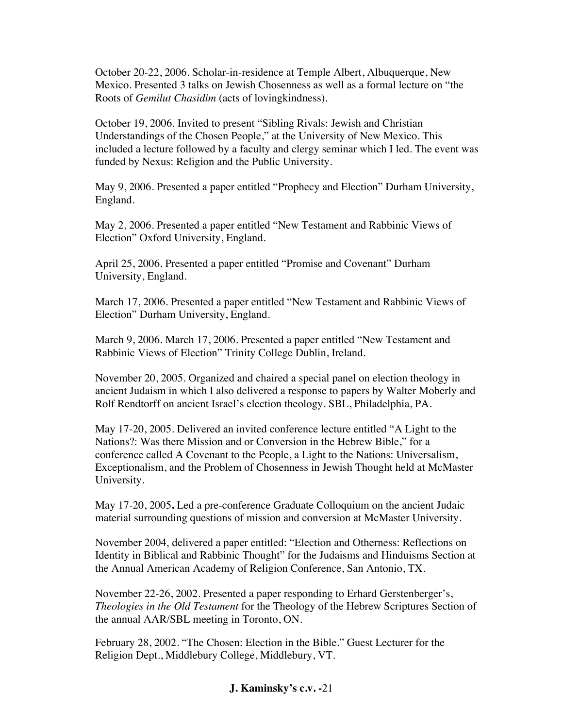October 20-22, 2006. Scholar-in-residence at Temple Albert, Albuquerque, New Mexico. Presented 3 talks on Jewish Chosenness as well as a formal lecture on "the Roots of *Gemilut Chasidim* (acts of lovingkindness).

October 19, 2006. Invited to present "Sibling Rivals: Jewish and Christian Understandings of the Chosen People," at the University of New Mexico. This included a lecture followed by a faculty and clergy seminar which I led. The event was funded by Nexus: Religion and the Public University.

May 9, 2006. Presented a paper entitled "Prophecy and Election" Durham University, England.

May 2, 2006. Presented a paper entitled "New Testament and Rabbinic Views of Election" Oxford University, England.

April 25, 2006. Presented a paper entitled "Promise and Covenant" Durham University, England.

March 17, 2006. Presented a paper entitled "New Testament and Rabbinic Views of Election" Durham University, England.

March 9, 2006. March 17, 2006. Presented a paper entitled "New Testament and Rabbinic Views of Election" Trinity College Dublin, Ireland.

November 20, 2005. Organized and chaired a special panel on election theology in ancient Judaism in which I also delivered a response to papers by Walter Moberly and Rolf Rendtorff on ancient Israel's election theology. SBL, Philadelphia, PA.

May 17-20, 2005. Delivered an invited conference lecture entitled "A Light to the Nations?: Was there Mission and or Conversion in the Hebrew Bible," for a conference called A Covenant to the People, a Light to the Nations: Universalism, Exceptionalism, and the Problem of Chosenness in Jewish Thought held at McMaster University.

May 17-20, 2005**.** Led a pre-conference Graduate Colloquium on the ancient Judaic material surrounding questions of mission and conversion at McMaster University.

November 2004, delivered a paper entitled: "Election and Otherness: Reflections on Identity in Biblical and Rabbinic Thought" for the Judaisms and Hinduisms Section at the Annual American Academy of Religion Conference, San Antonio, TX.

November 22-26, 2002. Presented a paper responding to Erhard Gerstenberger's, *Theologies in the Old Testament* for the Theology of the Hebrew Scriptures Section of the annual AAR/SBL meeting in Toronto, ON.

February 28, 2002. "The Chosen: Election in the Bible." Guest Lecturer for the Religion Dept., Middlebury College, Middlebury, VT.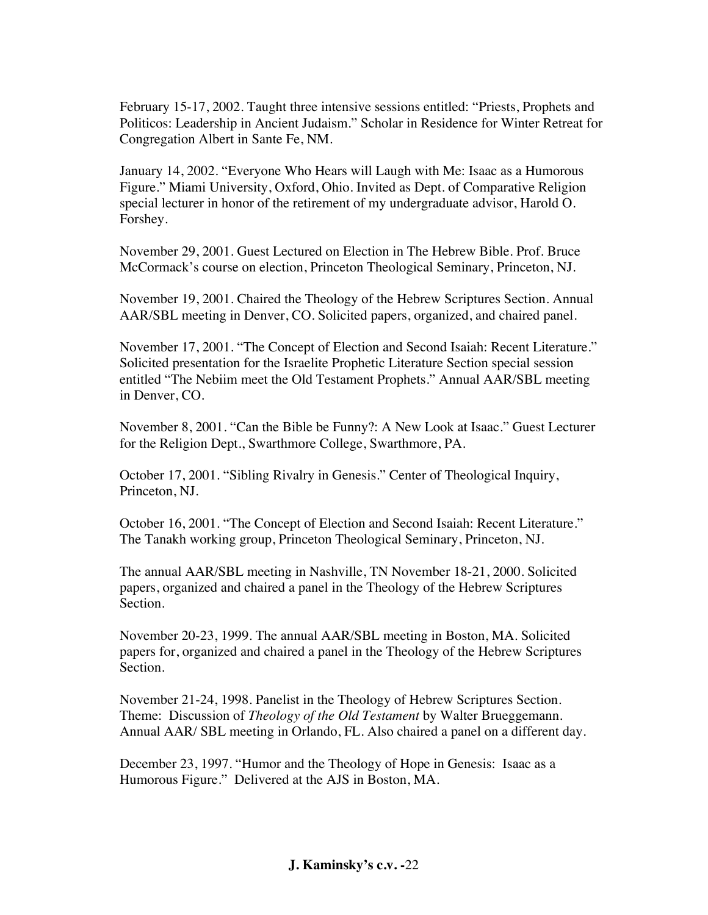February 15-17, 2002. Taught three intensive sessions entitled: "Priests, Prophets and Politicos: Leadership in Ancient Judaism." Scholar in Residence for Winter Retreat for Congregation Albert in Sante Fe, NM.

January 14, 2002. "Everyone Who Hears will Laugh with Me: Isaac as a Humorous Figure." Miami University, Oxford, Ohio. Invited as Dept. of Comparative Religion special lecturer in honor of the retirement of my undergraduate advisor, Harold O. Forshey.

November 29, 2001. Guest Lectured on Election in The Hebrew Bible. Prof. Bruce McCormack's course on election, Princeton Theological Seminary, Princeton, NJ.

November 19, 2001. Chaired the Theology of the Hebrew Scriptures Section. Annual AAR/SBL meeting in Denver, CO. Solicited papers, organized, and chaired panel.

November 17, 2001. "The Concept of Election and Second Isaiah: Recent Literature." Solicited presentation for the Israelite Prophetic Literature Section special session entitled "The Nebiim meet the Old Testament Prophets." Annual AAR/SBL meeting in Denver, CO.

November 8, 2001. "Can the Bible be Funny?: A New Look at Isaac." Guest Lecturer for the Religion Dept., Swarthmore College, Swarthmore, PA.

October 17, 2001. "Sibling Rivalry in Genesis." Center of Theological Inquiry, Princeton, NJ.

October 16, 2001. "The Concept of Election and Second Isaiah: Recent Literature." The Tanakh working group, Princeton Theological Seminary, Princeton, NJ.

The annual AAR/SBL meeting in Nashville, TN November 18-21, 2000. Solicited papers, organized and chaired a panel in the Theology of the Hebrew Scriptures Section.

November 20-23, 1999. The annual AAR/SBL meeting in Boston, MA. Solicited papers for, organized and chaired a panel in the Theology of the Hebrew Scriptures Section.

November 21-24, 1998. Panelist in the Theology of Hebrew Scriptures Section. Theme: Discussion of *Theology of the Old Testament* by Walter Brueggemann. Annual AAR/ SBL meeting in Orlando, FL. Also chaired a panel on a different day.

December 23, 1997. "Humor and the Theology of Hope in Genesis: Isaac as a Humorous Figure." Delivered at the AJS in Boston, MA.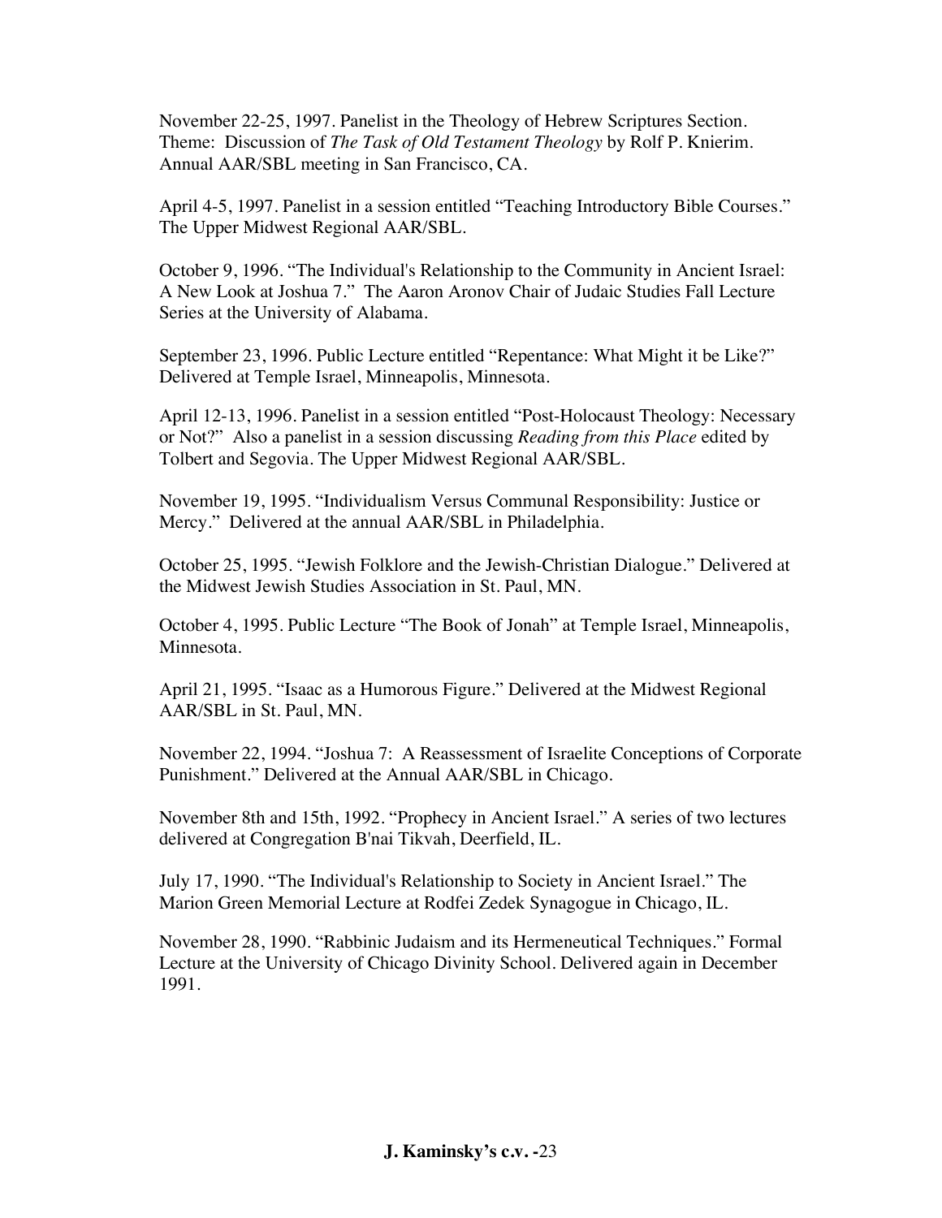November 22-25, 1997. Panelist in the Theology of Hebrew Scriptures Section. Theme: Discussion of *The Task of Old Testament Theology* by Rolf P. Knierim. Annual AAR/SBL meeting in San Francisco, CA.

April 4-5, 1997. Panelist in a session entitled "Teaching Introductory Bible Courses." The Upper Midwest Regional AAR/SBL.

October 9, 1996. "The Individual's Relationship to the Community in Ancient Israel: A New Look at Joshua 7." The Aaron Aronov Chair of Judaic Studies Fall Lecture Series at the University of Alabama.

September 23, 1996. Public Lecture entitled "Repentance: What Might it be Like?" Delivered at Temple Israel, Minneapolis, Minnesota.

April 12-13, 1996. Panelist in a session entitled "Post-Holocaust Theology: Necessary or Not?" Also a panelist in a session discussing *Reading from this Place* edited by Tolbert and Segovia. The Upper Midwest Regional AAR/SBL.

November 19, 1995. "Individualism Versus Communal Responsibility: Justice or Mercy." Delivered at the annual AAR/SBL in Philadelphia.

October 25, 1995. "Jewish Folklore and the Jewish-Christian Dialogue." Delivered at the Midwest Jewish Studies Association in St. Paul, MN.

October 4, 1995. Public Lecture "The Book of Jonah" at Temple Israel, Minneapolis, Minnesota.

April 21, 1995. "Isaac as a Humorous Figure." Delivered at the Midwest Regional AAR/SBL in St. Paul, MN.

November 22, 1994. "Joshua 7: A Reassessment of Israelite Conceptions of Corporate Punishment." Delivered at the Annual AAR/SBL in Chicago.

November 8th and 15th, 1992. "Prophecy in Ancient Israel." A series of two lectures delivered at Congregation B'nai Tikvah, Deerfield, IL.

July 17, 1990. "The Individual's Relationship to Society in Ancient Israel." The Marion Green Memorial Lecture at Rodfei Zedek Synagogue in Chicago, IL.

November 28, 1990. "Rabbinic Judaism and its Hermeneutical Techniques." Formal Lecture at the University of Chicago Divinity School. Delivered again in December 1991.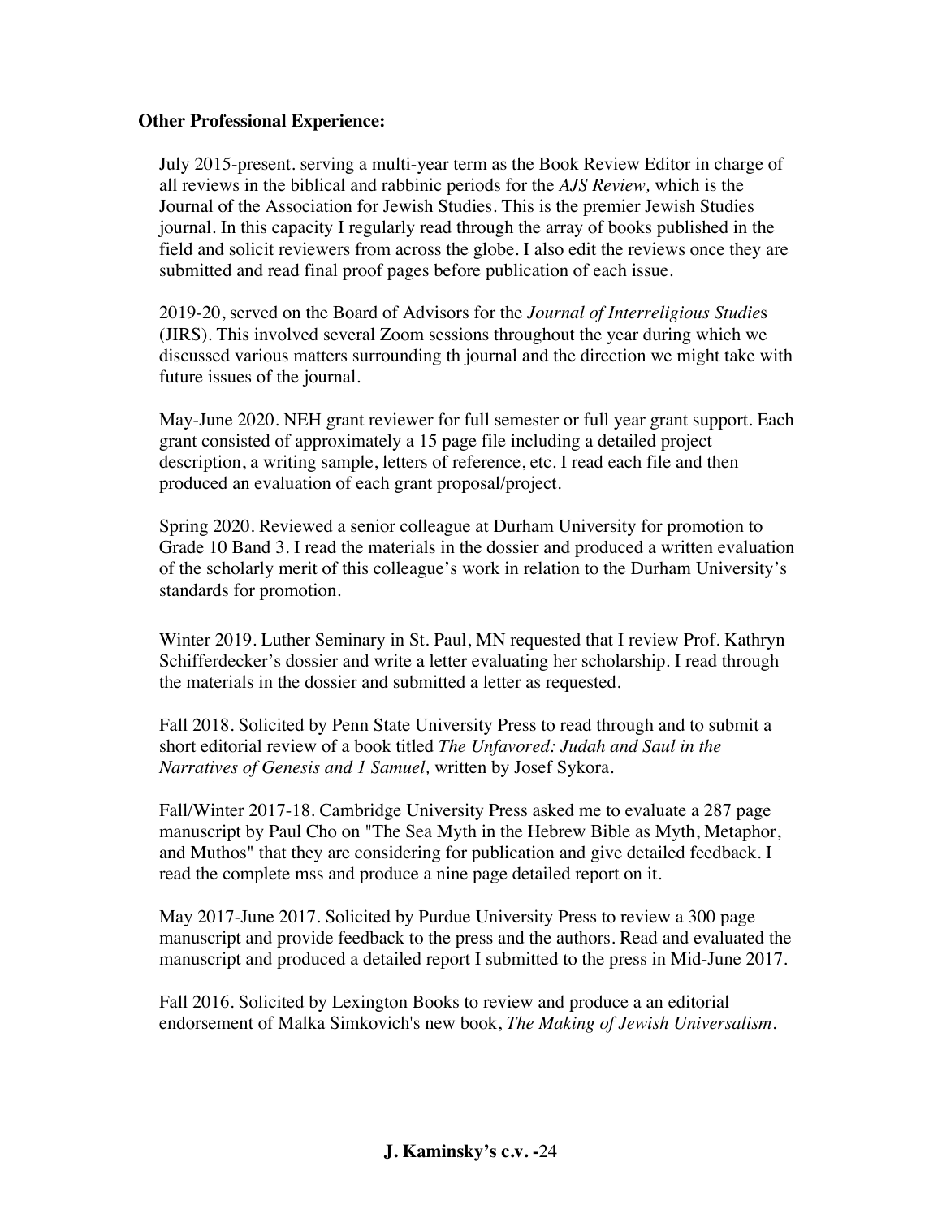**Other Professional Experience:**

July 2015-present. serving a multi-year term as the Book Review Editor in charge of all reviews in the biblical and rabbinic periods for the *AJS Review,* which is the Journal of the Association for Jewish Studies. This is the premier Jewish Studies journal. In this capacity I regularly read through the array of books published in the field and solicit reviewers from across the globe. I also edit the reviews once they are submitted and read final proof pages before publication of each issue.

2019-20, served on the Board of Advisors for the *Journal of Interreligious Studie*s (JIRS). This involved several Zoom sessions throughout the year during which we discussed various matters surrounding th journal and the direction we might take with future issues of the journal.

May-June 2020. NEH grant reviewer for full semester or full year grant support. Each grant consisted of approximately a 15 page file including a detailed project description, a writing sample, letters of reference, etc. I read each file and then produced an evaluation of each grant proposal/project.

Spring 2020. Reviewed a senior colleague at Durham University for promotion to Grade 10 Band 3. I read the materials in the dossier and produced a written evaluation of the scholarly merit of this colleague's work in relation to the Durham University's standards for promotion.

Winter 2019. Luther Seminary in St. Paul, MN requested that I review Prof. Kathryn Schifferdecker's dossier and write a letter evaluating her scholarship. I read through the materials in the dossier and submitted a letter as requested.

Fall 2018. Solicited by Penn State University Press to read through and to submit a short editorial review of a book titled *The Unfavored: Judah and Saul in the Narratives of Genesis and 1 Samuel,* written by Josef Sykora.

Fall/Winter 2017-18. Cambridge University Press asked me to evaluate a 287 page manuscript by Paul Cho on "The Sea Myth in the Hebrew Bible as Myth, Metaphor, and Muthos" that they are considering for publication and give detailed feedback. I read the complete mss and produce a nine page detailed report on it.

May 2017-June 2017. Solicited by Purdue University Press to review a 300 page manuscript and provide feedback to the press and the authors. Read and evaluated the manuscript and produced a detailed report I submitted to the press in Mid-June 2017.

Fall 2016. Solicited by Lexington Books to review and produce a an editorial endorsement of Malka Simkovich's new book, *The Making of Jewish Universalism*.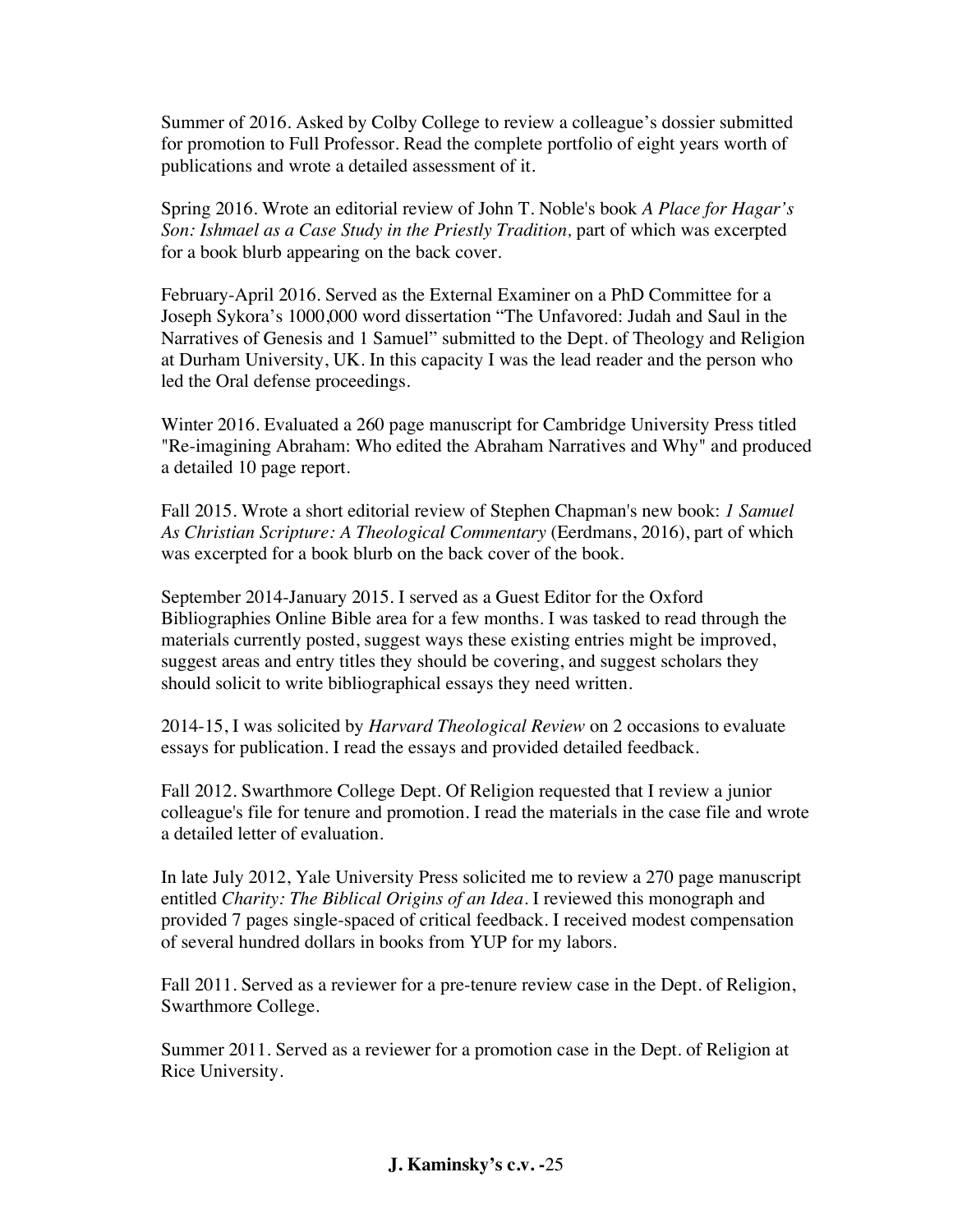Summer of 2016. Asked by Colby College to review a colleague's dossier submitted for promotion to Full Professor. Read the complete portfolio of eight years worth of publications and wrote a detailed assessment of it.

Spring 2016. Wrote an editorial review of John T. Noble's book *A Place for Hagar's Son: Ishmael as a Case Study in the Priestly Tradition,* part of which was excerpted for a book blurb appearing on the back cover.

February-April 2016. Served as the External Examiner on a PhD Committee for a Joseph Sykora's 1000,000 word dissertation "The Unfavored: Judah and Saul in the Narratives of Genesis and 1 Samuel" submitted to the Dept. of Theology and Religion at Durham University, UK. In this capacity I was the lead reader and the person who led the Oral defense proceedings.

Winter 2016. Evaluated a 260 page manuscript for Cambridge University Press titled "Re-imagining Abraham: Who edited the Abraham Narratives and Why" and produced a detailed 10 page report.

Fall 2015. Wrote a short editorial review of Stephen Chapman's new book: *1 Samuel As Christian Scripture: A Theological Commentary* (Eerdmans, 2016), part of which was excerpted for a book blurb on the back cover of the book.

September 2014-January 2015. I served as a Guest Editor for the Oxford Bibliographies Online Bible area for a few months. I was tasked to read through the materials currently posted, suggest ways these existing entries might be improved, suggest areas and entry titles they should be covering, and suggest scholars they should solicit to write bibliographical essays they need written.

2014-15, I was solicited by *Harvard Theological Review* on 2 occasions to evaluate essays for publication. I read the essays and provided detailed feedback.

Fall 2012. Swarthmore College Dept. Of Religion requested that I review a junior colleague's file for tenure and promotion. I read the materials in the case file and wrote a detailed letter of evaluation.

In late July 2012, Yale University Press solicited me to review a 270 page manuscript entitled *Charity: The Biblical Origins of an Idea*. I reviewed this monograph and provided 7 pages single-spaced of critical feedback. I received modest compensation of several hundred dollars in books from YUP for my labors.

Fall 2011. Served as a reviewer for a pre-tenure review case in the Dept. of Religion, Swarthmore College.

Summer 2011. Served as a reviewer for a promotion case in the Dept. of Religion at Rice University.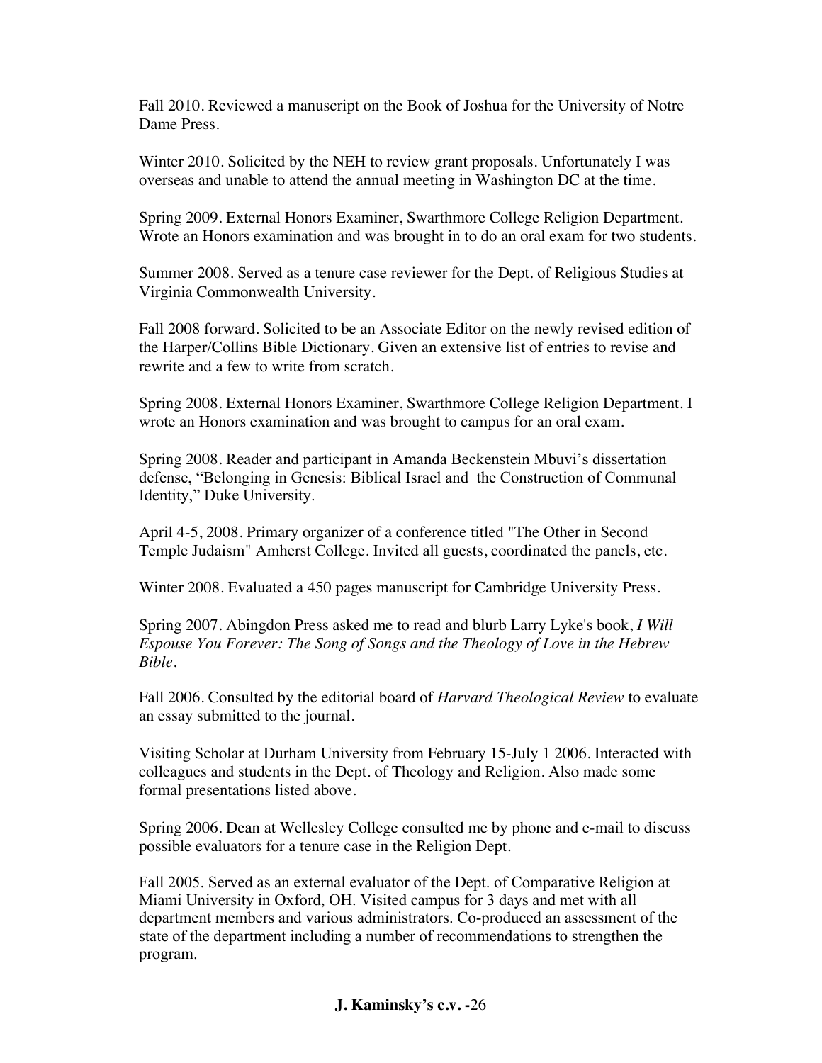Fall 2010. Reviewed a manuscript on the Book of Joshua for the University of Notre Dame Press.

Winter 2010. Solicited by the NEH to review grant proposals. Unfortunately I was overseas and unable to attend the annual meeting in Washington DC at the time.

Spring 2009. External Honors Examiner, Swarthmore College Religion Department. Wrote an Honors examination and was brought in to do an oral exam for two students.

Summer 2008. Served as a tenure case reviewer for the Dept. of Religious Studies at Virginia Commonwealth University.

Fall 2008 forward. Solicited to be an Associate Editor on the newly revised edition of the Harper/Collins Bible Dictionary. Given an extensive list of entries to revise and rewrite and a few to write from scratch.

Spring 2008. External Honors Examiner, Swarthmore College Religion Department. I wrote an Honors examination and was brought to campus for an oral exam.

Spring 2008. Reader and participant in Amanda Beckenstein Mbuvi's dissertation defense, "Belonging in Genesis: Biblical Israel and the Construction of Communal Identity," Duke University.

April 4-5, 2008. Primary organizer of a conference titled "The Other in Second Temple Judaism" Amherst College. Invited all guests, coordinated the panels, etc.

Winter 2008. Evaluated a 450 pages manuscript for Cambridge University Press.

Spring 2007. Abingdon Press asked me to read and blurb Larry Lyke's book, *I Will Espouse You Forever: The Song of Songs and the Theology of Love in the Hebrew Bible*.

Fall 2006. Consulted by the editorial board of *Harvard Theological Review* to evaluate an essay submitted to the journal.

Visiting Scholar at Durham University from February 15-July 1 2006. Interacted with colleagues and students in the Dept. of Theology and Religion. Also made some formal presentations listed above.

Spring 2006. Dean at Wellesley College consulted me by phone and e-mail to discuss possible evaluators for a tenure case in the Religion Dept.

Fall 2005. Served as an external evaluator of the Dept. of Comparative Religion at Miami University in Oxford, OH. Visited campus for 3 days and met with all department members and various administrators. Co-produced an assessment of the state of the department including a number of recommendations to strengthen the program.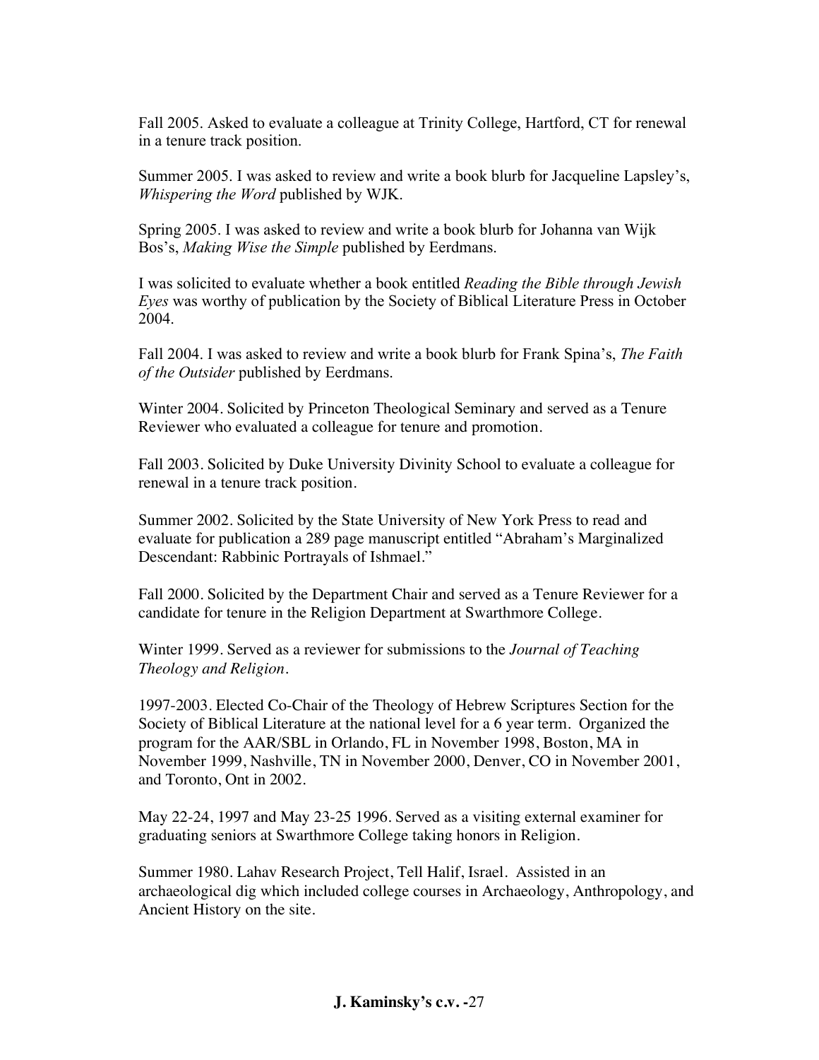Fall 2005. Asked to evaluate a colleague at Trinity College, Hartford, CT for renewal in a tenure track position.

Summer 2005. I was asked to review and write a book blurb for Jacqueline Lapsley's, *Whispering the Word* published by WJK.

Spring 2005. I was asked to review and write a book blurb for Johanna van Wijk Bos's, *Making Wise the Simple* published by Eerdmans.

I was solicited to evaluate whether a book entitled *Reading the Bible through Jewish Eyes* was worthy of publication by the Society of Biblical Literature Press in October 2004.

Fall 2004. I was asked to review and write a book blurb for Frank Spina's, *The Faith of the Outsider* published by Eerdmans.

Winter 2004. Solicited by Princeton Theological Seminary and served as a Tenure Reviewer who evaluated a colleague for tenure and promotion.

Fall 2003. Solicited by Duke University Divinity School to evaluate a colleague for renewal in a tenure track position.

Summer 2002. Solicited by the State University of New York Press to read and evaluate for publication a 289 page manuscript entitled "Abraham's Marginalized Descendant: Rabbinic Portrayals of Ishmael."

Fall 2000. Solicited by the Department Chair and served as a Tenure Reviewer for a candidate for tenure in the Religion Department at Swarthmore College.

Winter 1999. Served as a reviewer for submissions to the *Journal of Teaching Theology and Religion*.

1997-2003. Elected Co-Chair of the Theology of Hebrew Scriptures Section for the Society of Biblical Literature at the national level for a 6 year term. Organized the program for the AAR/SBL in Orlando, FL in November 1998, Boston, MA in November 1999, Nashville, TN in November 2000, Denver, CO in November 2001, and Toronto, Ont in 2002.

May 22-24, 1997 and May 23-25 1996. Served as a visiting external examiner for graduating seniors at Swarthmore College taking honors in Religion.

Summer 1980. Lahav Research Project, Tell Halif, Israel. Assisted in an archaeological dig which included college courses in Archaeology, Anthropology, and Ancient History on the site.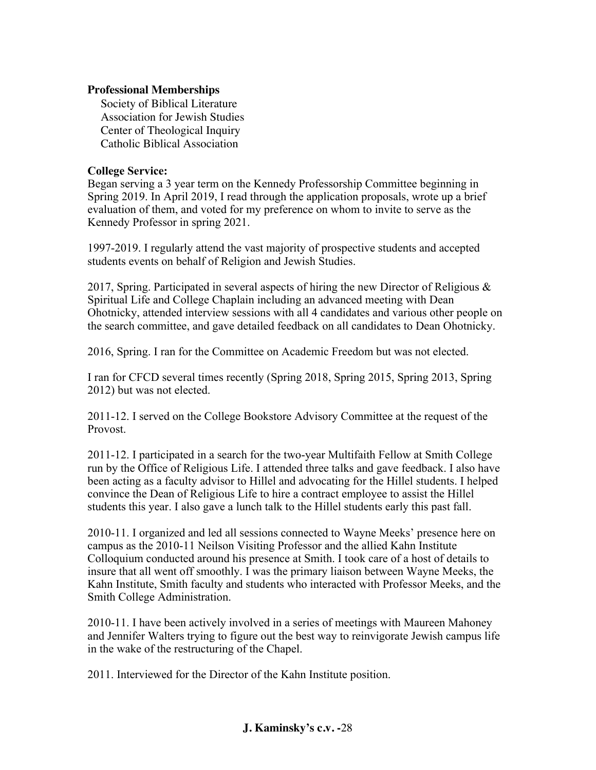**Professional Memberships**

Society of Biblical Literature
Association for Jewish Studies
Center of Theological Inquiry
Catholic Biblical Association

**College Service:**

Began serving a 3 year term on the Kennedy Professorship Committee beginning in Spring 2019. In April 2019, I read through the application proposals, wrote up a brief evaluation of them, and voted for my preference on whom to invite to serve as the Kennedy Professor in spring 2021.

1997-2019. I regularly attend the vast majority of prospective students and accepted students events on behalf of Religion and Jewish Studies.

2017, Spring. Participated in several aspects of hiring the new Director of Religious & Spiritual Life and College Chaplain including an advanced meeting with Dean Ohotnicky, attended interview sessions with all 4 candidates and various other people on the search committee, and gave detailed feedback on all candidates to Dean Ohotnicky.

2016, Spring. I ran for the Committee on Academic Freedom but was not elected.

I ran for CFCD several times recently (Spring 2018, Spring 2015, Spring 2013, Spring 2012) but was not elected.

2011-12. I served on the College Bookstore Advisory Committee at the request of the Provost.

2011-12. I participated in a search for the two-year Multifaith Fellow at Smith College run by the Office of Religious Life. I attended three talks and gave feedback. I also have been acting as a faculty advisor to Hillel and advocating for the Hillel students. I helped convince the Dean of Religious Life to hire a contract employee to assist the Hillel students this year. I also gave a lunch talk to the Hillel students early this past fall.

2010-11. I organized and led all sessions connected to Wayne Meeks' presence here on campus as the 2010-11 Neilson Visiting Professor and the allied Kahn Institute Colloquium conducted around his presence at Smith. I took care of a host of details to insure that all went off smoothly. I was the primary liaison between Wayne Meeks, the Kahn Institute, Smith faculty and students who interacted with Professor Meeks, and the Smith College Administration.

2010-11. I have been actively involved in a series of meetings with Maureen Mahoney and Jennifer Walters trying to figure out the best way to reinvigorate Jewish campus life in the wake of the restructuring of the Chapel.

2011. Interviewed for the Director of the Kahn Institute position.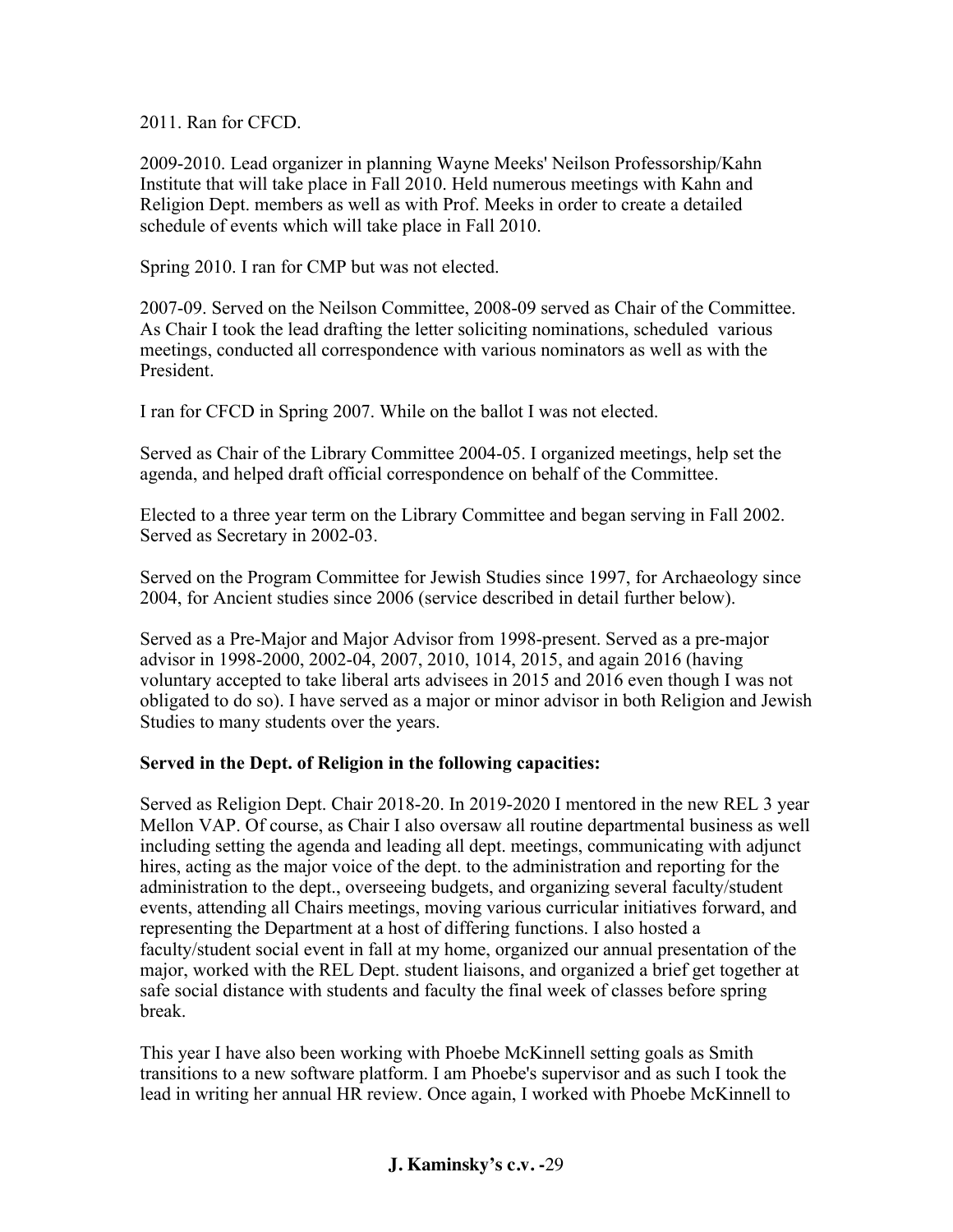2011. Ran for CFCD.

2009-2010. Lead organizer in planning Wayne Meeks' Neilson Professorship/Kahn Institute that will take place in Fall 2010. Held numerous meetings with Kahn and Religion Dept. members as well as with Prof. Meeks in order to create a detailed schedule of events which will take place in Fall 2010.

Spring 2010. I ran for CMP but was not elected.

2007-09. Served on the Neilson Committee, 2008-09 served as Chair of the Committee. As Chair I took the lead drafting the letter soliciting nominations, scheduled various meetings, conducted all correspondence with various nominators as well as with the President.

I ran for CFCD in Spring 2007. While on the ballot I was not elected.

Served as Chair of the Library Committee 2004-05. I organized meetings, help set the agenda, and helped draft official correspondence on behalf of the Committee.

Elected to a three year term on the Library Committee and began serving in Fall 2002. Served as Secretary in 2002-03.

Served on the Program Committee for Jewish Studies since 1997, for Archaeology since 2004, for Ancient studies since 2006 (service described in detail further below).

Served as a Pre-Major and Major Advisor from 1998-present. Served as a pre-major advisor in 1998-2000, 2002-04, 2007, 2010, 1014, 2015, and again 2016 (having voluntary accepted to take liberal arts advisees in 2015 and 2016 even though I was not obligated to do so). I have served as a major or minor advisor in both Religion and Jewish Studies to many students over the years.

**Served in the Dept. of Religion in the following capacities:**

Served as Religion Dept. Chair 2018-20. In 2019-2020 I mentored in the new REL 3 year Mellon VAP. Of course, as Chair I also oversaw all routine departmental business as well including setting the agenda and leading all dept. meetings, communicating with adjunct hires, acting as the major voice of the dept. to the administration and reporting for the administration to the dept., overseeing budgets, and organizing several faculty/student events, attending all Chairs meetings, moving various curricular initiatives forward, and representing the Department at a host of differing functions. I also hosted a faculty/student social event in fall at my home, organized our annual presentation of the major, worked with the REL Dept. student liaisons, and organized a brief get together at safe social distance with students and faculty the final week of classes before spring break.

This year I have also been working with Phoebe McKinnell setting goals as Smith transitions to a new software platform. I am Phoebe's supervisor and as such I took the lead in writing her annual HR review. Once again, I worked with Phoebe McKinnell to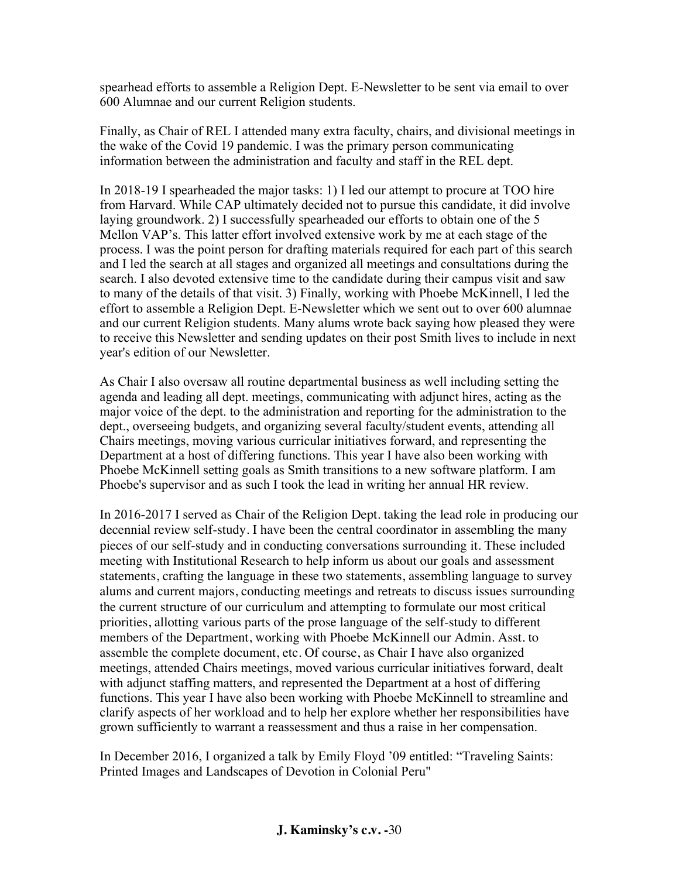spearhead efforts to assemble a Religion Dept. E-Newsletter to be sent via email to over 600 Alumnae and our current Religion students.

Finally, as Chair of REL I attended many extra faculty, chairs, and divisional meetings in the wake of the Covid 19 pandemic. I was the primary person communicating information between the administration and faculty and staff in the REL dept.

In 2018-19 I spearheaded the major tasks: 1) I led our attempt to procure at TOO hire from Harvard. While CAP ultimately decided not to pursue this candidate, it did involve laying groundwork. 2) I successfully spearheaded our efforts to obtain one of the 5 Mellon VAP's. This latter effort involved extensive work by me at each stage of the process. I was the point person for drafting materials required for each part of this search and I led the search at all stages and organized all meetings and consultations during the search. I also devoted extensive time to the candidate during their campus visit and saw to many of the details of that visit. 3) Finally, working with Phoebe McKinnell, I led the effort to assemble a Religion Dept. E-Newsletter which we sent out to over 600 alumnae and our current Religion students. Many alums wrote back saying how pleased they were to receive this Newsletter and sending updates on their post Smith lives to include in next year's edition of our Newsletter.

As Chair I also oversaw all routine departmental business as well including setting the agenda and leading all dept. meetings, communicating with adjunct hires, acting as the major voice of the dept. to the administration and reporting for the administration to the dept., overseeing budgets, and organizing several faculty/student events, attending all Chairs meetings, moving various curricular initiatives forward, and representing the Department at a host of differing functions. This year I have also been working with Phoebe McKinnell setting goals as Smith transitions to a new software platform. I am Phoebe's supervisor and as such I took the lead in writing her annual HR review.

In 2016-2017 I served as Chair of the Religion Dept. taking the lead role in producing our decennial review self-study. I have been the central coordinator in assembling the many pieces of our self-study and in conducting conversations surrounding it. These included meeting with Institutional Research to help inform us about our goals and assessment statements, crafting the language in these two statements, assembling language to survey alums and current majors, conducting meetings and retreats to discuss issues surrounding the current structure of our curriculum and attempting to formulate our most critical priorities, allotting various parts of the prose language of the self-study to different members of the Department, working with Phoebe McKinnell our Admin. Asst. to assemble the complete document, etc. Of course, as Chair I have also organized meetings, attended Chairs meetings, moved various curricular initiatives forward, dealt with adjunct staffing matters, and represented the Department at a host of differing functions. This year I have also been working with Phoebe McKinnell to streamline and clarify aspects of her workload and to help her explore whether her responsibilities have grown sufficiently to warrant a reassessment and thus a raise in her compensation.

In December 2016, I organized a talk by Emily Floyd '09 entitled: "Traveling Saints: Printed Images and Landscapes of Devotion in Colonial Peru"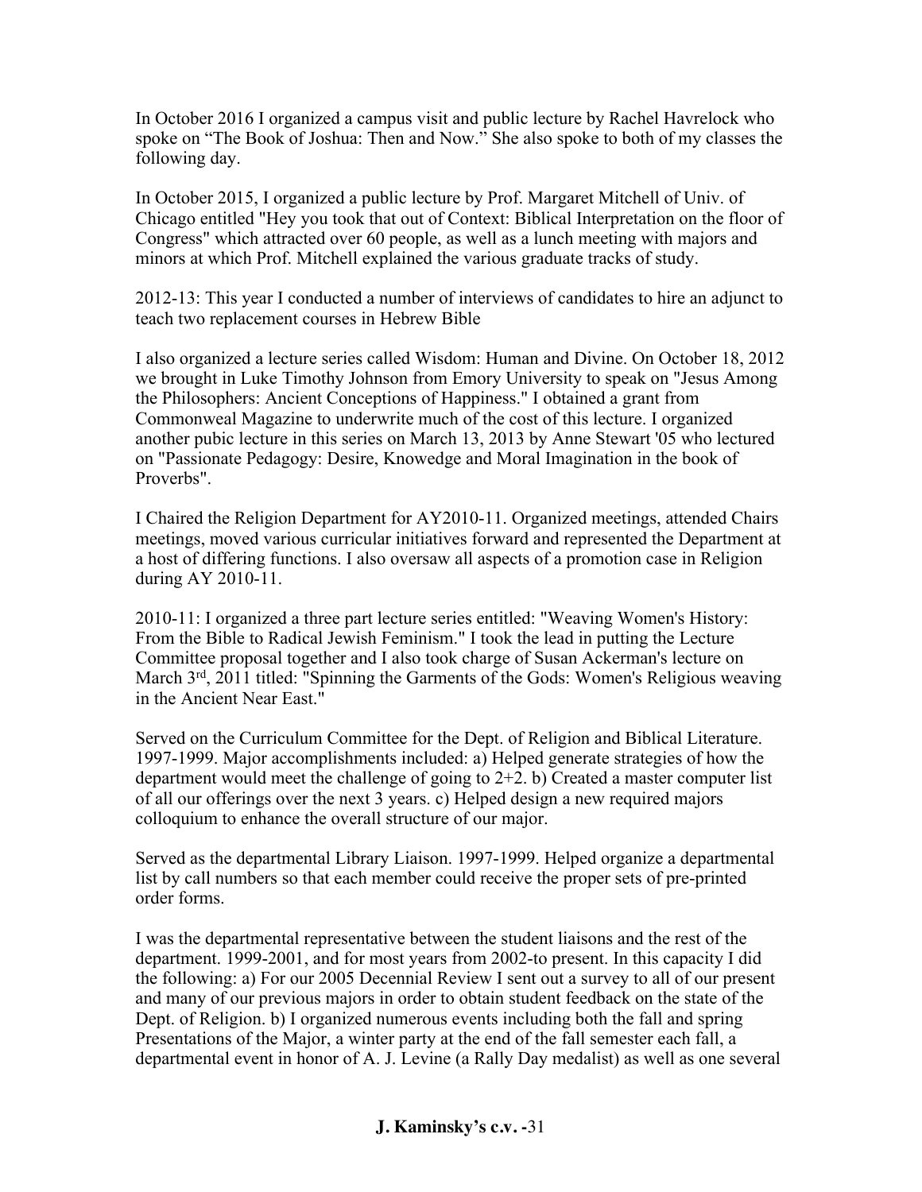In October 2016 I organized a campus visit and public lecture by Rachel Havrelock who spoke on “The Book of Joshua: Then and Now.” She also spoke to both of my classes the following day.

In October 2015, I organized a public lecture by Prof. Margaret Mitchell of Univ. of Chicago entitled "Hey you took that out of Context: Biblical Interpretation on the floor of Congress" which attracted over 60 people, as well as a lunch meeting with majors and minors at which Prof. Mitchell explained the various graduate tracks of study.

2012-13: This year I conducted a number of interviews of candidates to hire an adjunct to teach two replacement courses in Hebrew Bible

I also organized a lecture series called Wisdom: Human and Divine. On October 18, 2012 we brought in Luke Timothy Johnson from Emory University to speak on "Jesus Among the Philosophers: Ancient Conceptions of Happiness." I obtained a grant from Commonweal Magazine to underwrite much of the cost of this lecture. I organized another pubic lecture in this series on March 13, 2013 by Anne Stewart '05 who lectured on "Passionate Pedagogy: Desire, Knowedge and Moral Imagination in the book of Proverbs".

I Chaired the Religion Department for AY2010-11. Organized meetings, attended Chairs meetings, moved various curricular initiatives forward and represented the Department at a host of differing functions. I also oversaw all aspects of a promotion case in Religion during AY 2010-11.

2010-11: I organized a three part lecture series entitled: "Weaving Women's History: From the Bible to Radical Jewish Feminism." I took the lead in putting the Lecture Committee proposal together and I also took charge of Susan Ackerman's lecture on March 3rd, 2011 titled: "Spinning the Garments of the Gods: Women's Religious weaving in the Ancient Near East."

Served on the Curriculum Committee for the Dept. of Religion and Biblical Literature. 1997-1999. Major accomplishments included: a) Helped generate strategies of how the department would meet the challenge of going to 2+2. b) Created a master computer list of all our offerings over the next 3 years. c) Helped design a new required majors colloquium to enhance the overall structure of our major.

Served as the departmental Library Liaison. 1997-1999. Helped organize a departmental list by call numbers so that each member could receive the proper sets of pre-printed order forms.

I was the departmental representative between the student liaisons and the rest of the department. 1999-2001, and for most years from 2002-to present. In this capacity I did the following: a) For our 2005 Decennial Review I sent out a survey to all of our present and many of our previous majors in order to obtain student feedback on the state of the Dept. of Religion. b) I organized numerous events including both the fall and spring Presentations of the Major, a winter party at the end of the fall semester each fall, a departmental event in honor of A. J. Levine (a Rally Day medalist) as well as one several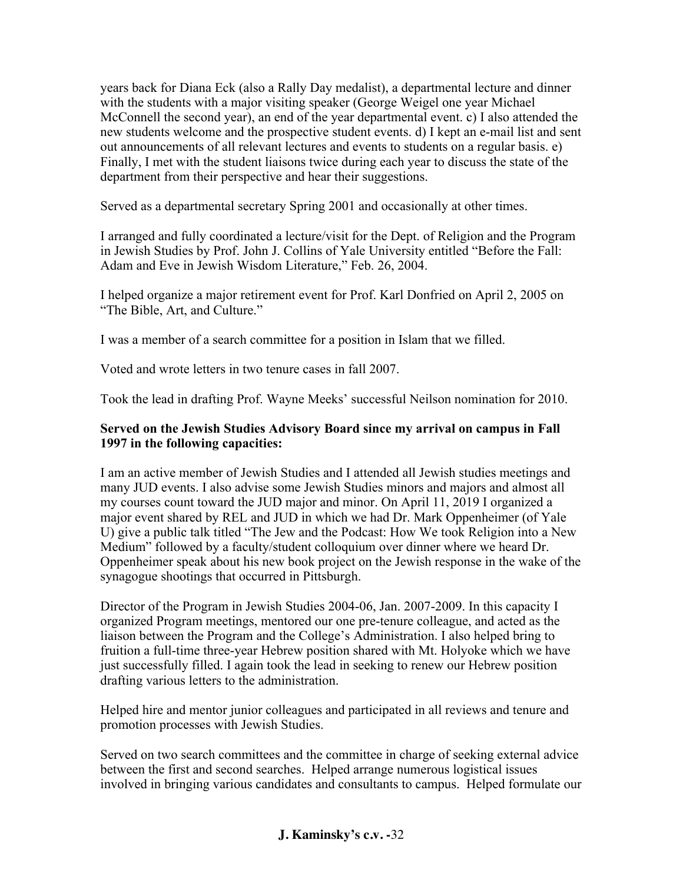years back for Diana Eck (also a Rally Day medalist), a departmental lecture and dinner with the students with a major visiting speaker (George Weigel one year Michael McConnell the second year), an end of the year departmental event. c) I also attended the new students welcome and the prospective student events. d) I kept an e-mail list and sent out announcements of all relevant lectures and events to students on a regular basis. e) Finally, I met with the student liaisons twice during each year to discuss the state of the department from their perspective and hear their suggestions.

Served as a departmental secretary Spring 2001 and occasionally at other times.

I arranged and fully coordinated a lecture/visit for the Dept. of Religion and the Program in Jewish Studies by Prof. John J. Collins of Yale University entitled "Before the Fall: Adam and Eve in Jewish Wisdom Literature," Feb. 26, 2004.

I helped organize a major retirement event for Prof. Karl Donfried on April 2, 2005 on "The Bible, Art, and Culture."

I was a member of a search committee for a position in Islam that we filled.

Voted and wrote letters in two tenure cases in fall 2007.

Took the lead in drafting Prof. Wayne Meeks' successful Neilson nomination for 2010.

**Served on the Jewish Studies Advisory Board since my arrival on campus in Fall 1997 in the following capacities:**

I am an active member of Jewish Studies and I attended all Jewish studies meetings and many JUD events. I also advise some Jewish Studies minors and majors and almost all my courses count toward the JUD major and minor. On April 11, 2019 I organized a major event shared by REL and JUD in which we had Dr. Mark Oppenheimer (of Yale U) give a public talk titled "The Jew and the Podcast: How We took Religion into a New Medium" followed by a faculty/student colloquium over dinner where we heard Dr. Oppenheimer speak about his new book project on the Jewish response in the wake of the synagogue shootings that occurred in Pittsburgh.

Director of the Program in Jewish Studies 2004-06, Jan. 2007-2009. In this capacity I organized Program meetings, mentored our one pre-tenure colleague, and acted as the liaison between the Program and the College's Administration. I also helped bring to fruition a full-time three-year Hebrew position shared with Mt. Holyoke which we have just successfully filled. I again took the lead in seeking to renew our Hebrew position drafting various letters to the administration.

Helped hire and mentor junior colleagues and participated in all reviews and tenure and promotion processes with Jewish Studies.

Served on two search committees and the committee in charge of seeking external advice between the first and second searches. Helped arrange numerous logistical issues involved in bringing various candidates and consultants to campus. Helped formulate our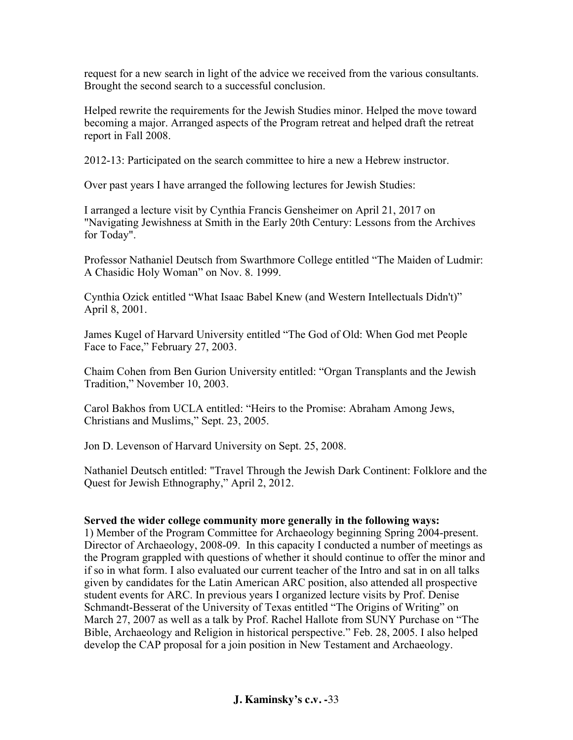request for a new search in light of the advice we received from the various consultants. Brought the second search to a successful conclusion.

Helped rewrite the requirements for the Jewish Studies minor. Helped the move toward becoming a major. Arranged aspects of the Program retreat and helped draft the retreat report in Fall 2008.

2012-13: Participated on the search committee to hire a new a Hebrew instructor.

Over past years I have arranged the following lectures for Jewish Studies:

I arranged a lecture visit by Cynthia Francis Gensheimer on April 21, 2017 on "Navigating Jewishness at Smith in the Early 20th Century: Lessons from the Archives for Today".

Professor Nathaniel Deutsch from Swarthmore College entitled "The Maiden of Ludmir: A Chasidic Holy Woman" on Nov. 8. 1999.

Cynthia Ozick entitled "What Isaac Babel Knew (and Western Intellectuals Didn't)" April 8, 2001.

James Kugel of Harvard University entitled "The God of Old: When God met People Face to Face," February 27, 2003.

Chaim Cohen from Ben Gurion University entitled: "Organ Transplants and the Jewish Tradition," November 10, 2003.

Carol Bakhos from UCLA entitled: "Heirs to the Promise: Abraham Among Jews, Christians and Muslims," Sept. 23, 2005.

Jon D. Levenson of Harvard University on Sept. 25, 2008.

Nathaniel Deutsch entitled: "Travel Through the Jewish Dark Continent: Folklore and the Quest for Jewish Ethnography," April 2, 2012.

**Served the wider college community more generally in the following ways:**

1) Member of the Program Committee for Archaeology beginning Spring 2004-present. Director of Archaeology, 2008-09. In this capacity I conducted a number of meetings as the Program grappled with questions of whether it should continue to offer the minor and if so in what form. I also evaluated our current teacher of the Intro and sat in on all talks given by candidates for the Latin American ARC position, also attended all prospective student events for ARC. In previous years I organized lecture visits by Prof. Denise Schmandt-Besserat of the University of Texas entitled "The Origins of Writing" on March 27, 2007 as well as a talk by Prof. Rachel Hallote from SUNY Purchase on "The Bible, Archaeology and Religion in historical perspective." Feb. 28, 2005. I also helped develop the CAP proposal for a join position in New Testament and Archaeology.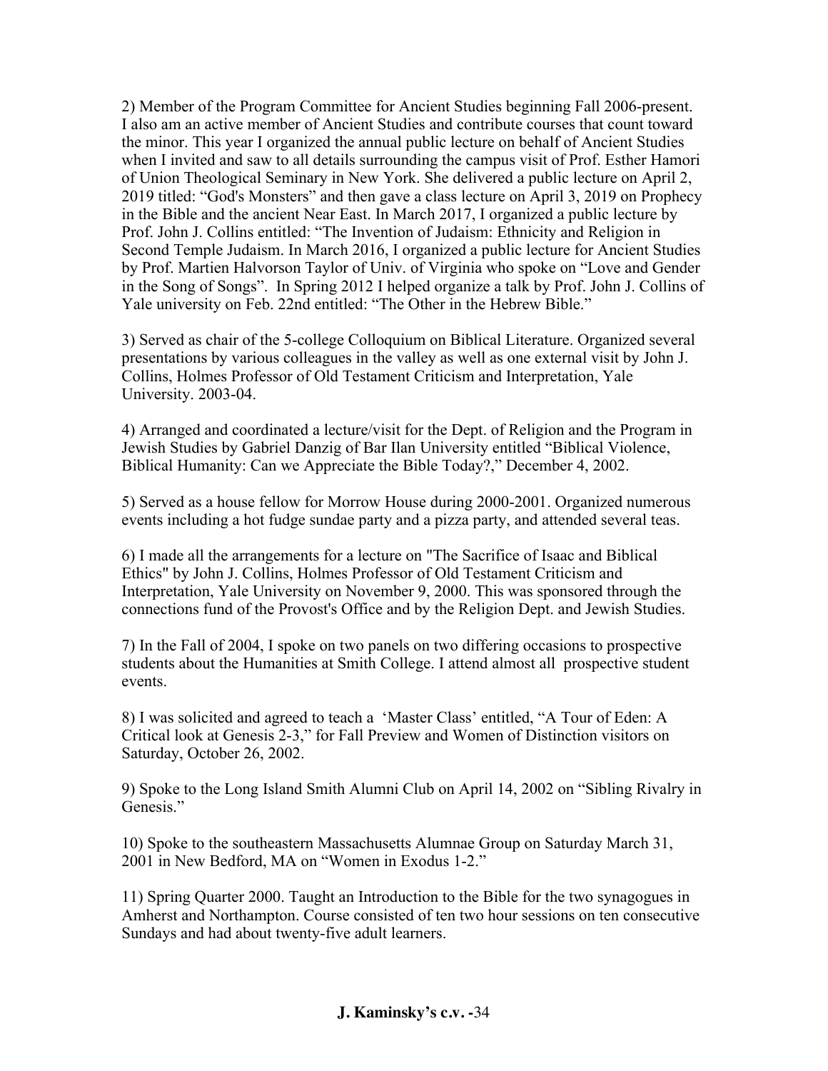2) Member of the Program Committee for Ancient Studies beginning Fall 2006-present. I also am an active member of Ancient Studies and contribute courses that count toward the minor. This year I organized the annual public lecture on behalf of Ancient Studies when I invited and saw to all details surrounding the campus visit of Prof. Esther Hamori of Union Theological Seminary in New York. She delivered a public lecture on April 2, 2019 titled: "God's Monsters" and then gave a class lecture on April 3, 2019 on Prophecy in the Bible and the ancient Near East. In March 2017, I organized a public lecture by Prof. John J. Collins entitled: "The Invention of Judaism: Ethnicity and Religion in Second Temple Judaism. In March 2016, I organized a public lecture for Ancient Studies by Prof. Martien Halvorson Taylor of Univ. of Virginia who spoke on "Love and Gender in the Song of Songs". In Spring 2012 I helped organize a talk by Prof. John J. Collins of Yale university on Feb. 22nd entitled: "The Other in the Hebrew Bible."

3) Served as chair of the 5-college Colloquium on Biblical Literature. Organized several presentations by various colleagues in the valley as well as one external visit by John J. Collins, Holmes Professor of Old Testament Criticism and Interpretation, Yale University. 2003-04.

4) Arranged and coordinated a lecture/visit for the Dept. of Religion and the Program in Jewish Studies by Gabriel Danzig of Bar Ilan University entitled "Biblical Violence, Biblical Humanity: Can we Appreciate the Bible Today?," December 4, 2002.

5) Served as a house fellow for Morrow House during 2000-2001. Organized numerous events including a hot fudge sundae party and a pizza party, and attended several teas.

6) I made all the arrangements for a lecture on "The Sacrifice of Isaac and Biblical Ethics" by John J. Collins, Holmes Professor of Old Testament Criticism and Interpretation, Yale University on November 9, 2000. This was sponsored through the connections fund of the Provost's Office and by the Religion Dept. and Jewish Studies.

7) In the Fall of 2004, I spoke on two panels on two differing occasions to prospective students about the Humanities at Smith College. I attend almost all prospective student events.

8) I was solicited and agreed to teach a 'Master Class' entitled, "A Tour of Eden: A Critical look at Genesis 2-3," for Fall Preview and Women of Distinction visitors on Saturday, October 26, 2002.

9) Spoke to the Long Island Smith Alumni Club on April 14, 2002 on "Sibling Rivalry in Genesis."

10) Spoke to the southeastern Massachusetts Alumnae Group on Saturday March 31, 2001 in New Bedford, MA on "Women in Exodus 1-2."

11) Spring Quarter 2000. Taught an Introduction to the Bible for the two synagogues in Amherst and Northampton. Course consisted of ten two hour sessions on ten consecutive Sundays and had about twenty-five adult learners.